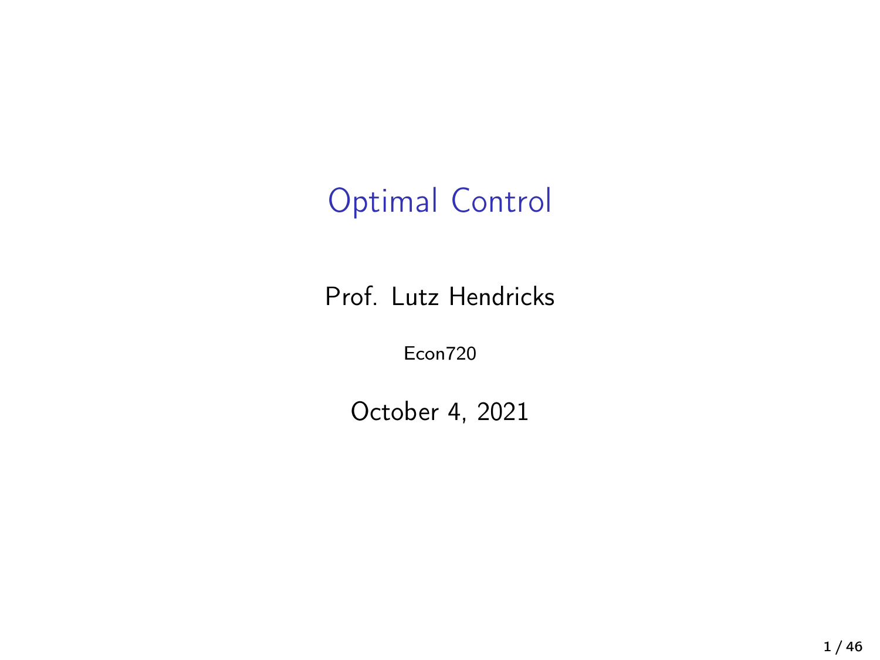# Optimal Control

Prof. Lutz Hendricks

Econ720

October 4, 2021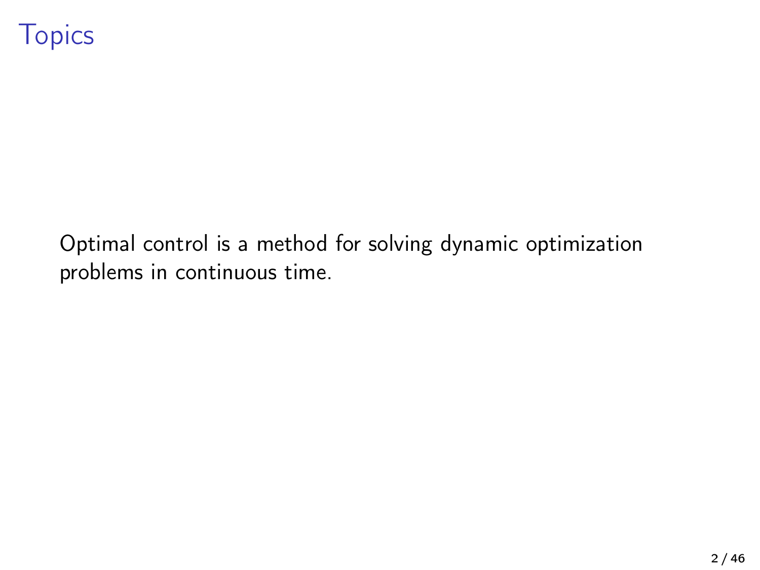# Topics

Optimal control is a method for solving dynamic optimization problems in continuous time.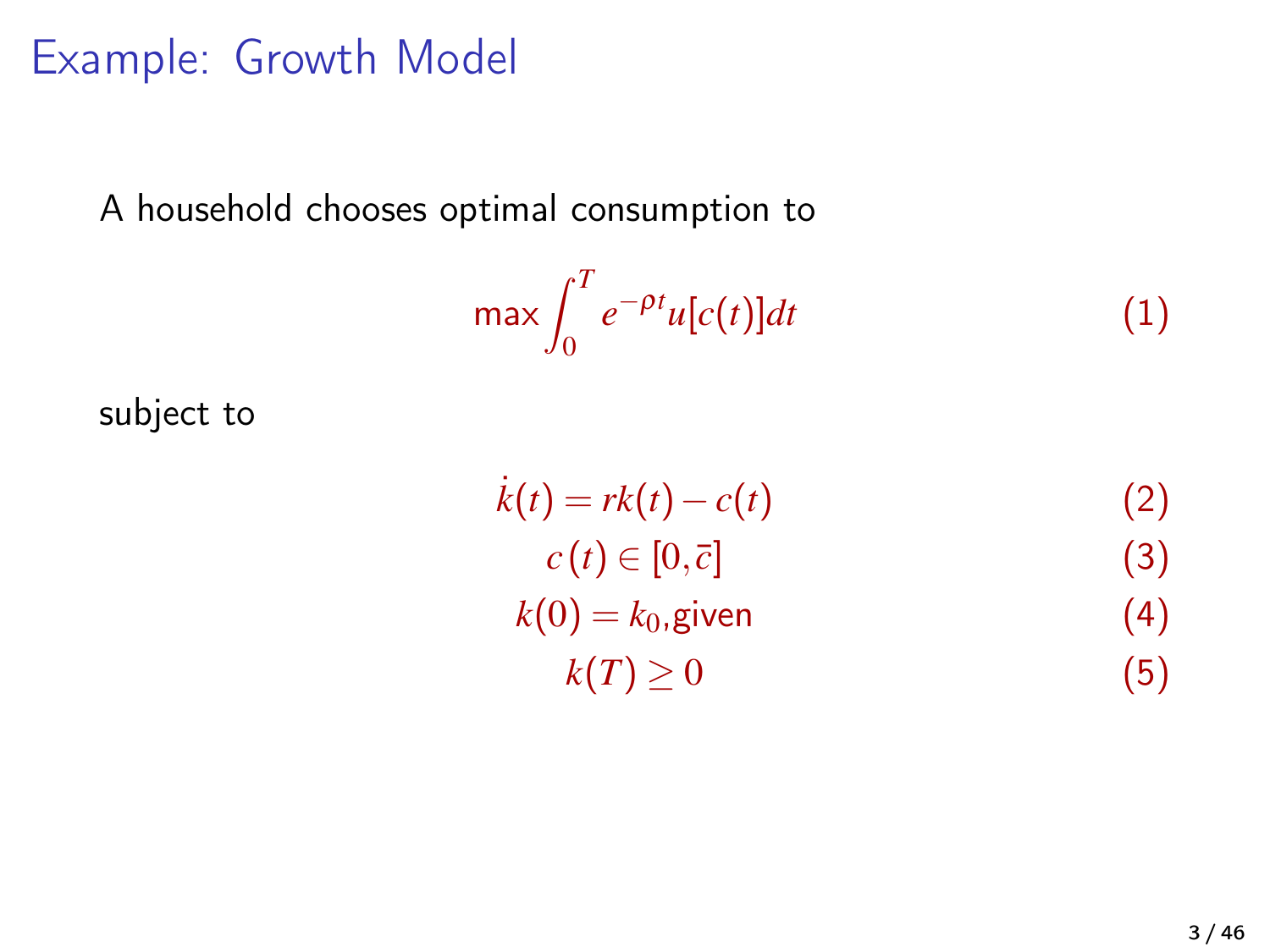# Example: Growth Model

A household chooses optimal consumption to

$$\max \int_0^T e^{-\rho t} u[c(t)]dt \tag{1}$$

subject to

$$\dot{k}(t) = rk(t) - c(t) \tag{2}$$

$$c(t) \in [0, \bar{c}] \tag{3}$$

$$k(0) = k_0, \text{given} \tag{4}$$

$$k(T) \geq 0 \tag{5}$$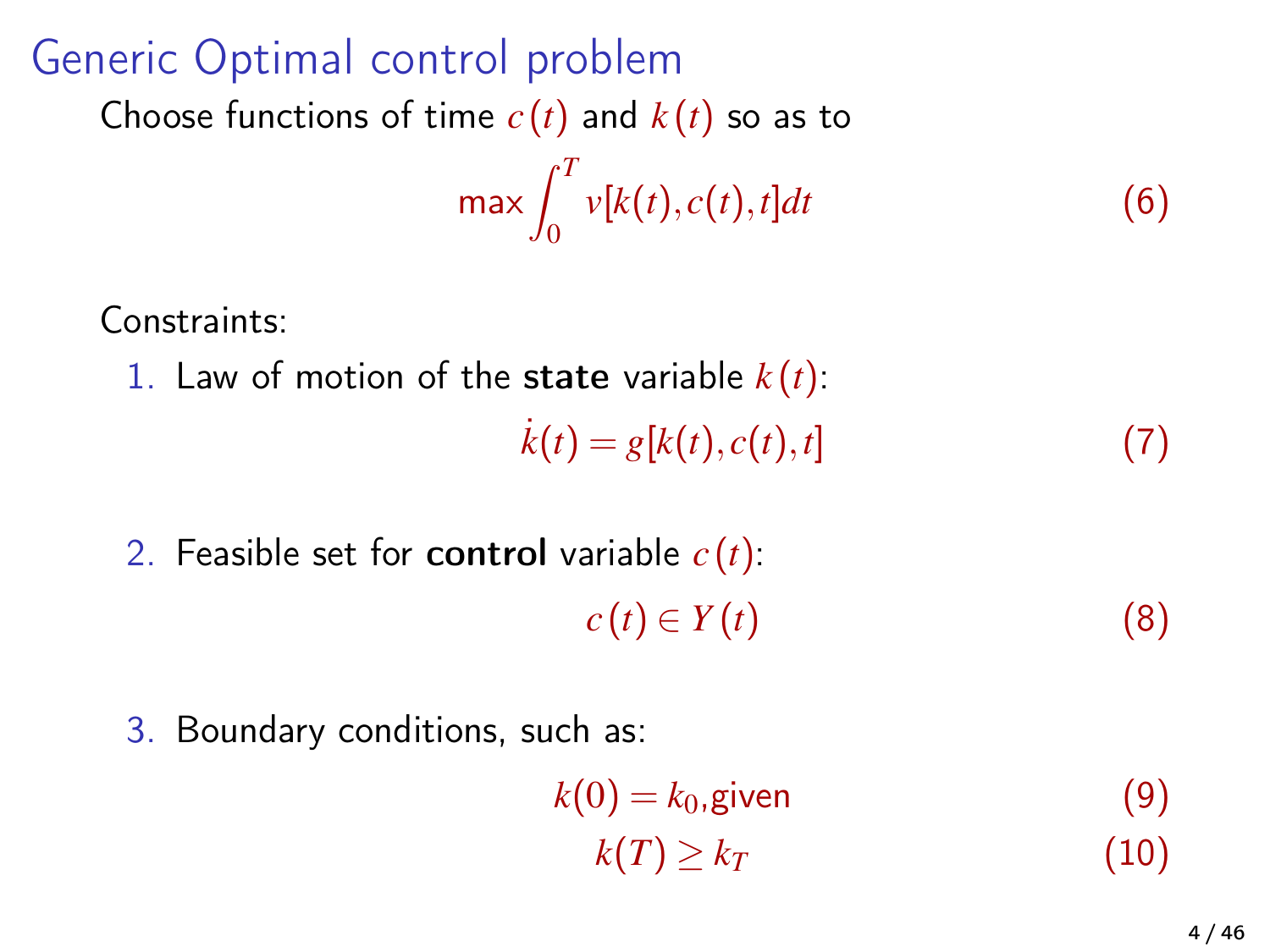# Generic Optimal control problem

Choose functions of time $c(t)$ and $k(t)$ so as to

$$\max \int_0^T v[k(t), c(t), t] dt \tag{6}$$

Constraints:

1. Law of motion of the **state** variable $k(t)$:

$$\dot{k}(t) = g[k(t), c(t), t] \tag{7}$$

2. Feasible set for **control** variable $c(t)$:

$$c(t) \in Y(t) \tag{8}$$

3. Boundary conditions, such as:

$$k(0) = k_0, \text{given} \tag{9}$$

$$k(T) \geq k_T \tag{10}$$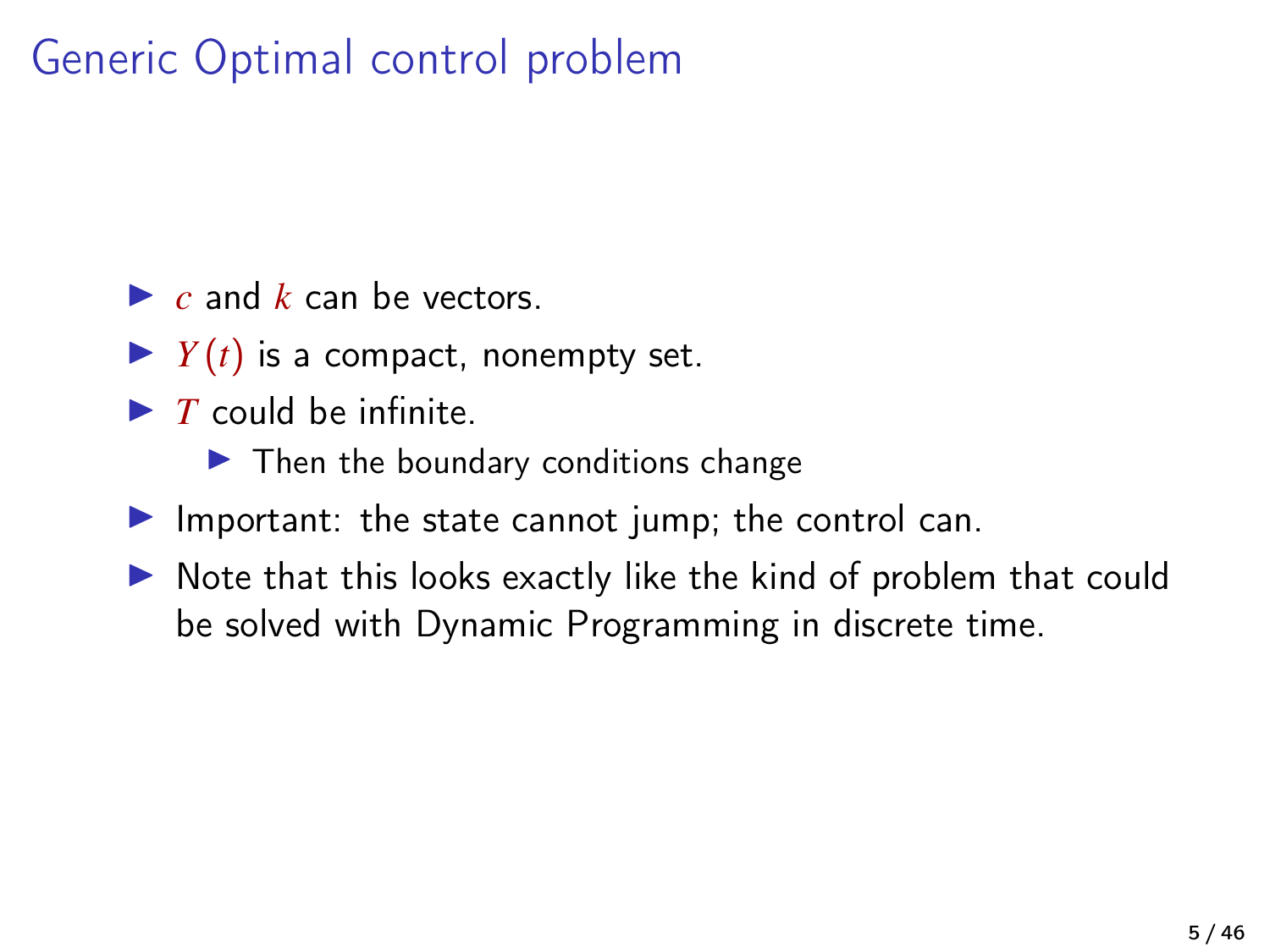# Generic Optimal control problem

- $c$ and $k$ can be vectors.
- $Y(t)$ is a compact, nonempty set.
- $T$ could be infinite.
  - Then the boundary conditions change
- Important: the state cannot jump; the control can.
- Note that this looks exactly like the kind of problem that could be solved with Dynamic Programming in discrete time.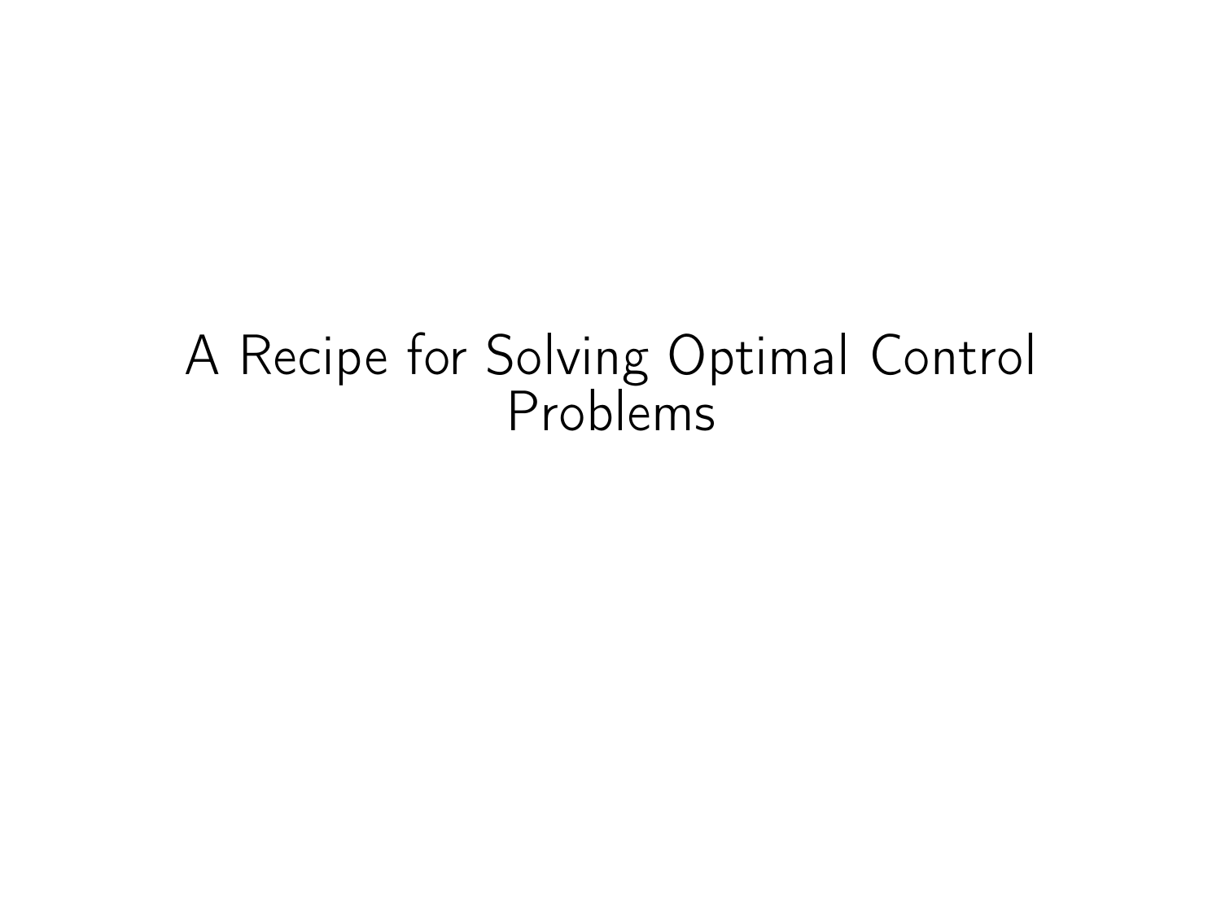# A Recipe for Solving Optimal Control Problems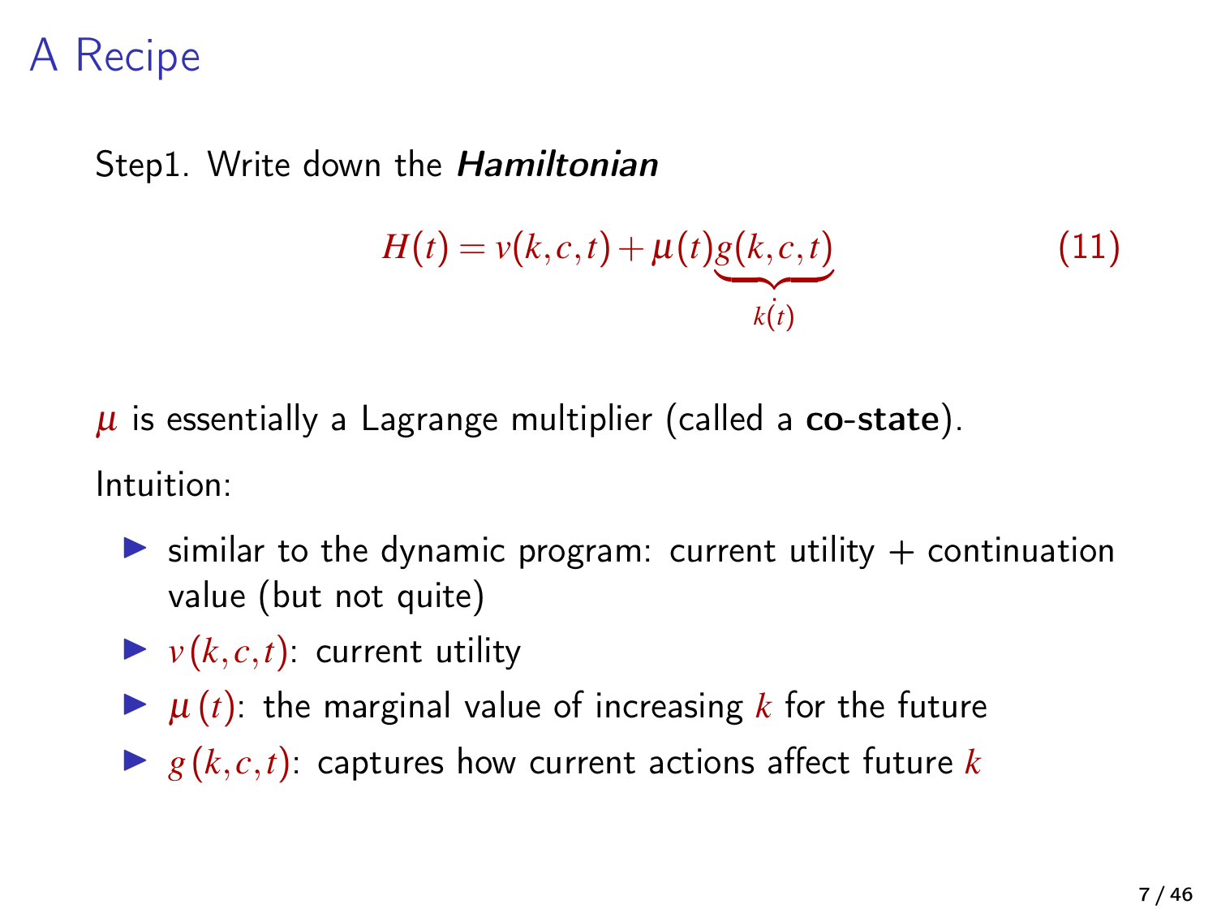# A Recipe

Step1. Write down the ***Hamiltonian***

$$H(t) = v(k,c,t) + \mu(t)\underbrace{g(k,c,t)}_{\dot{k}(t)} \tag{11}$$

$\mu$ is essentially a Lagrange multiplier (called a **co-state**).

Intuition:

- similar to the dynamic program: current utility + continuation value (but not quite)
- $v(k,c,t)$: current utility
- $\mu(t)$: the marginal value of increasing $k$ for the future
- $g(k,c,t)$: captures how current actions affect future $k$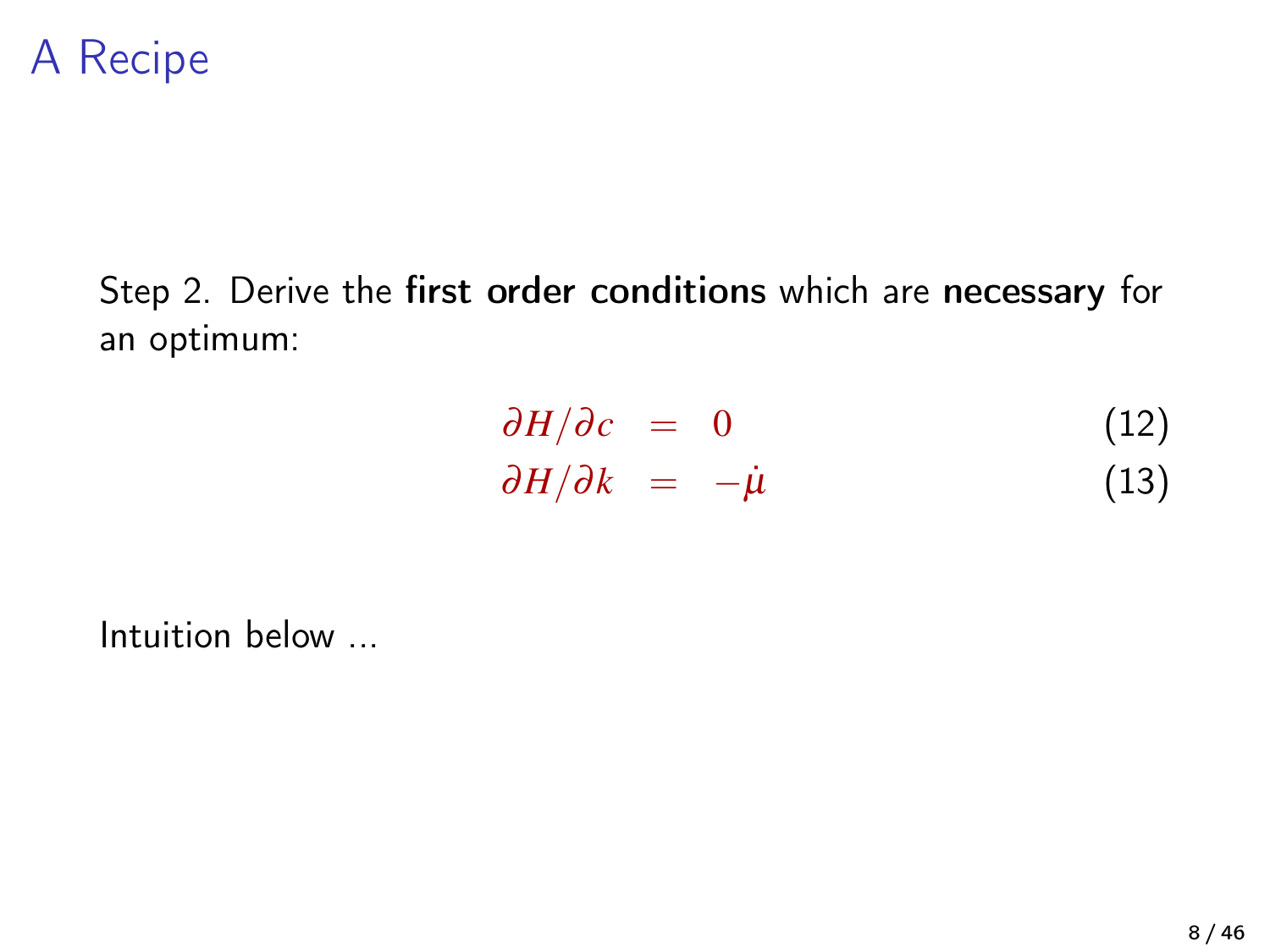# A Recipe

Step 2. Derive the **first order conditions** which are **necessary** for an optimum:

$$\partial H / \partial c = 0 \tag{12}$$

$$\partial H / \partial k = -\dot{\mu} \tag{13}$$

Intuition below ...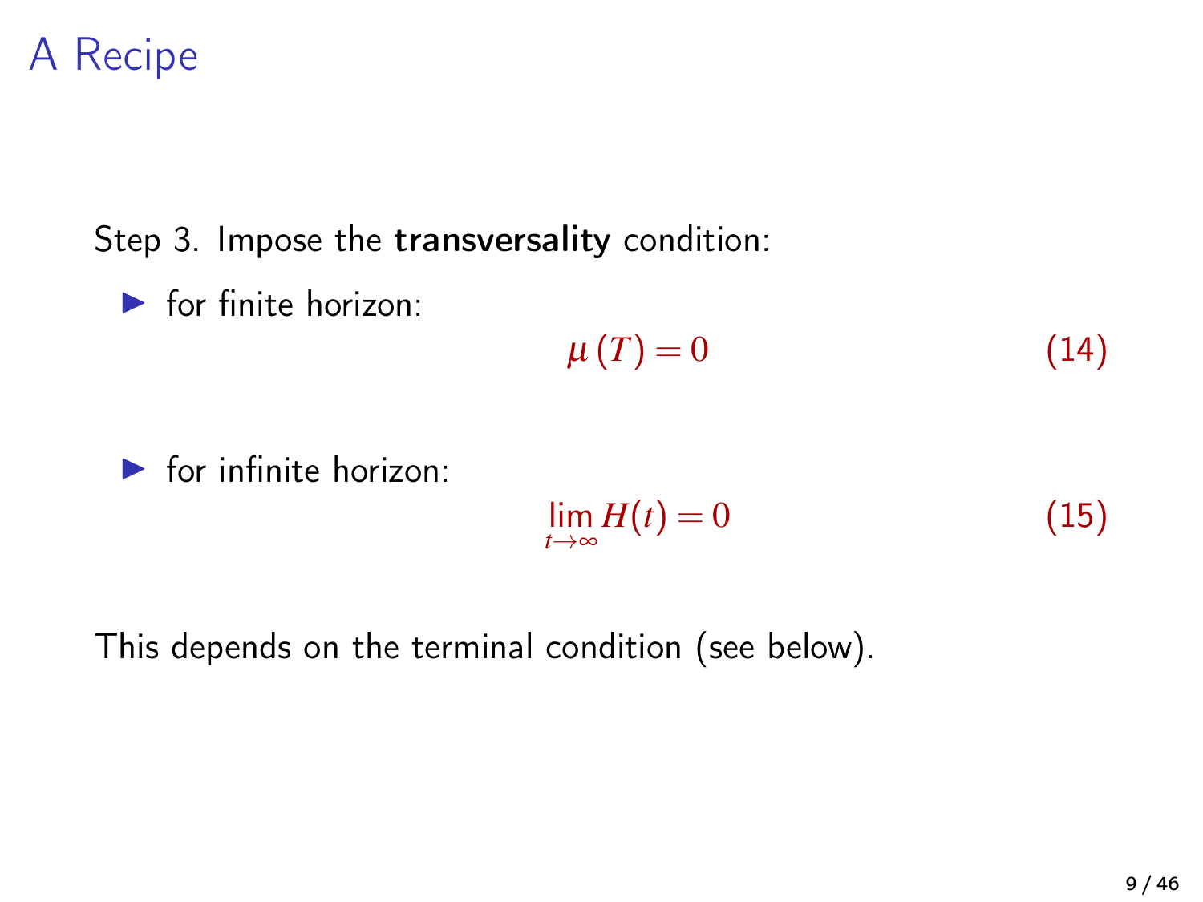# A Recipe

Step 3. Impose the **transversality** condition:

- for finite horizon:

$$\mu(T) = 0 \tag{14}$$

- for infinite horizon:

$$\lim_{t \to \infty} H(t) = 0 \tag{15}$$

This depends on the terminal condition (see below).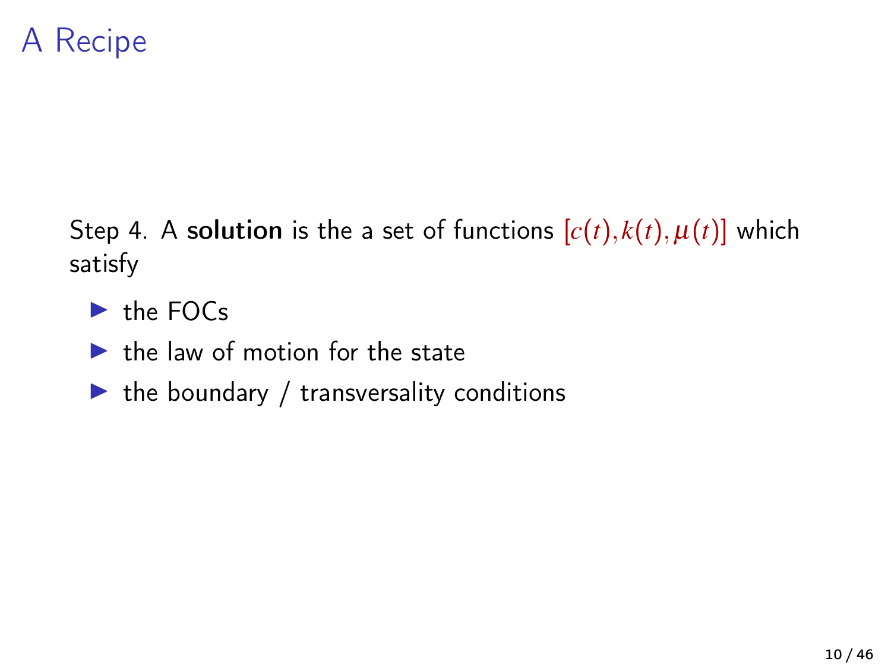# A Recipe

Step 4. A **solution** is the a set of functions $[c(t), k(t), \mu(t)]$ which satisfy

- the FOCs
- the law of motion for the state
- the boundary / transversality conditions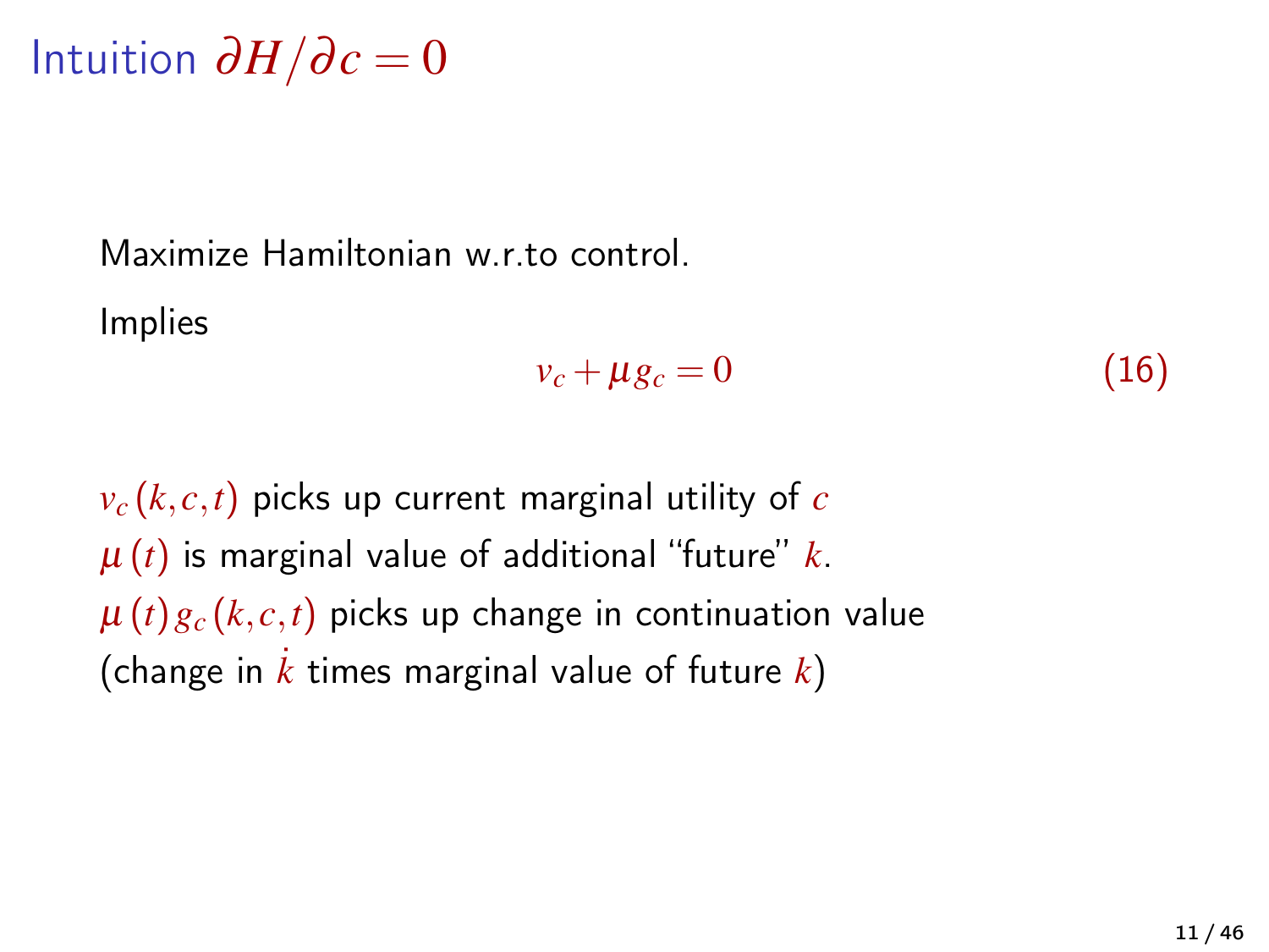# Intuition $\partial H / \partial c = 0$

Maximize Hamiltonian w.r.to control.

Implies

$$v_c + \mu g_c = 0 \tag{16}$$

$v_c(k, c, t)$ picks up current marginal utility of $c$

$\mu(t)$ is marginal value of additional "future" $k$.

$\mu(t) g_c(k, c, t)$ picks up change in continuation value (change in $\dot{k}$ times marginal value of future $k$)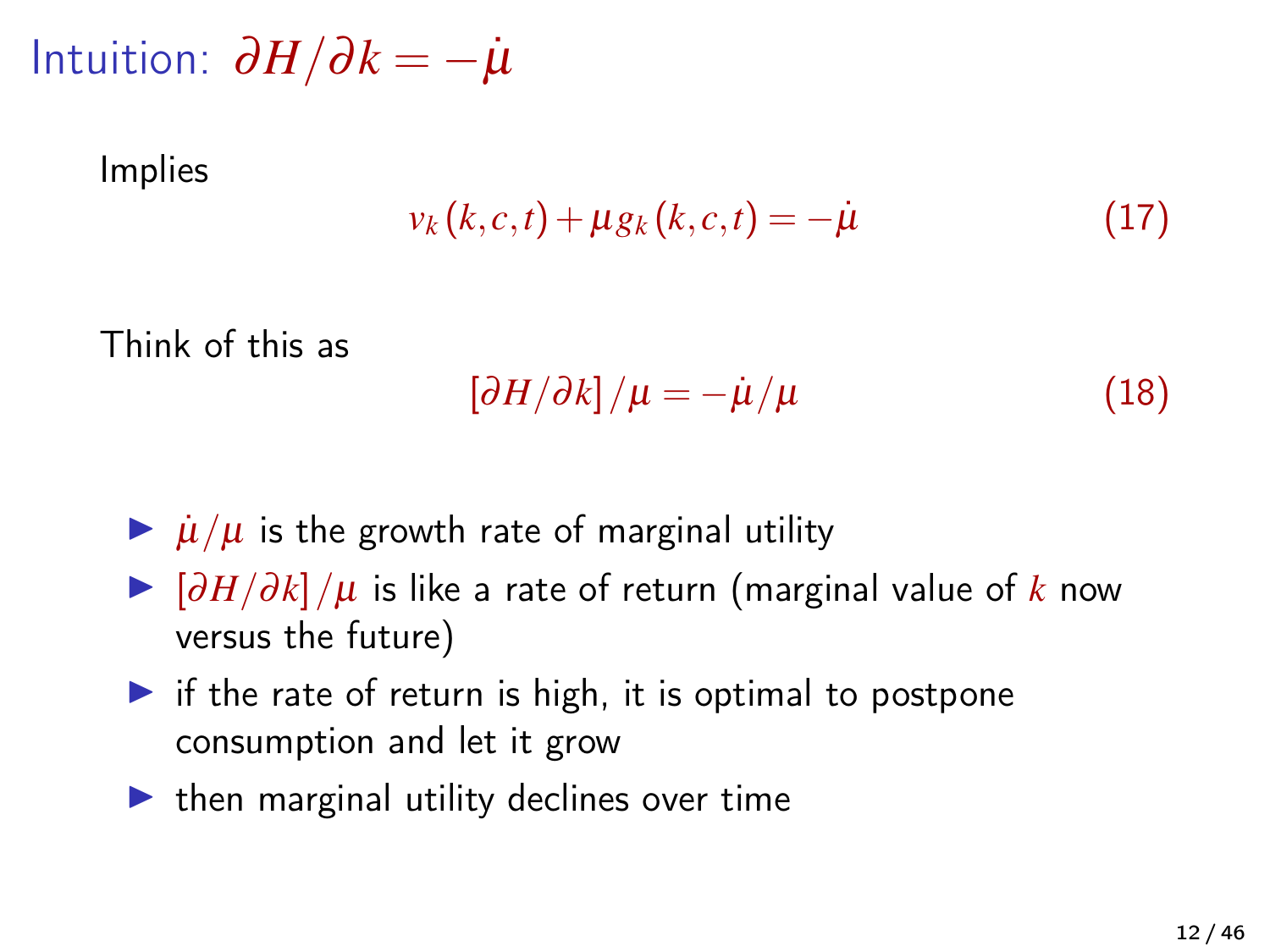# Intuition: $\partial H/\partial k = -\dot{\mu}$

Implies

$$v_k(k,c,t) + \mu g_k(k,c,t) = -\dot{\mu} \tag{17}$$

Think of this as

$$[\partial H/\partial k]/\mu = -\dot{\mu}/\mu \tag{18}$$

- $\dot{\mu}/\mu$ is the growth rate of marginal utility
- $[\partial H/\partial k]/\mu$ is like a rate of return (marginal value of $k$ now versus the future)
- if the rate of return is high, it is optimal to postpone consumption and let it grow
- then marginal utility declines over time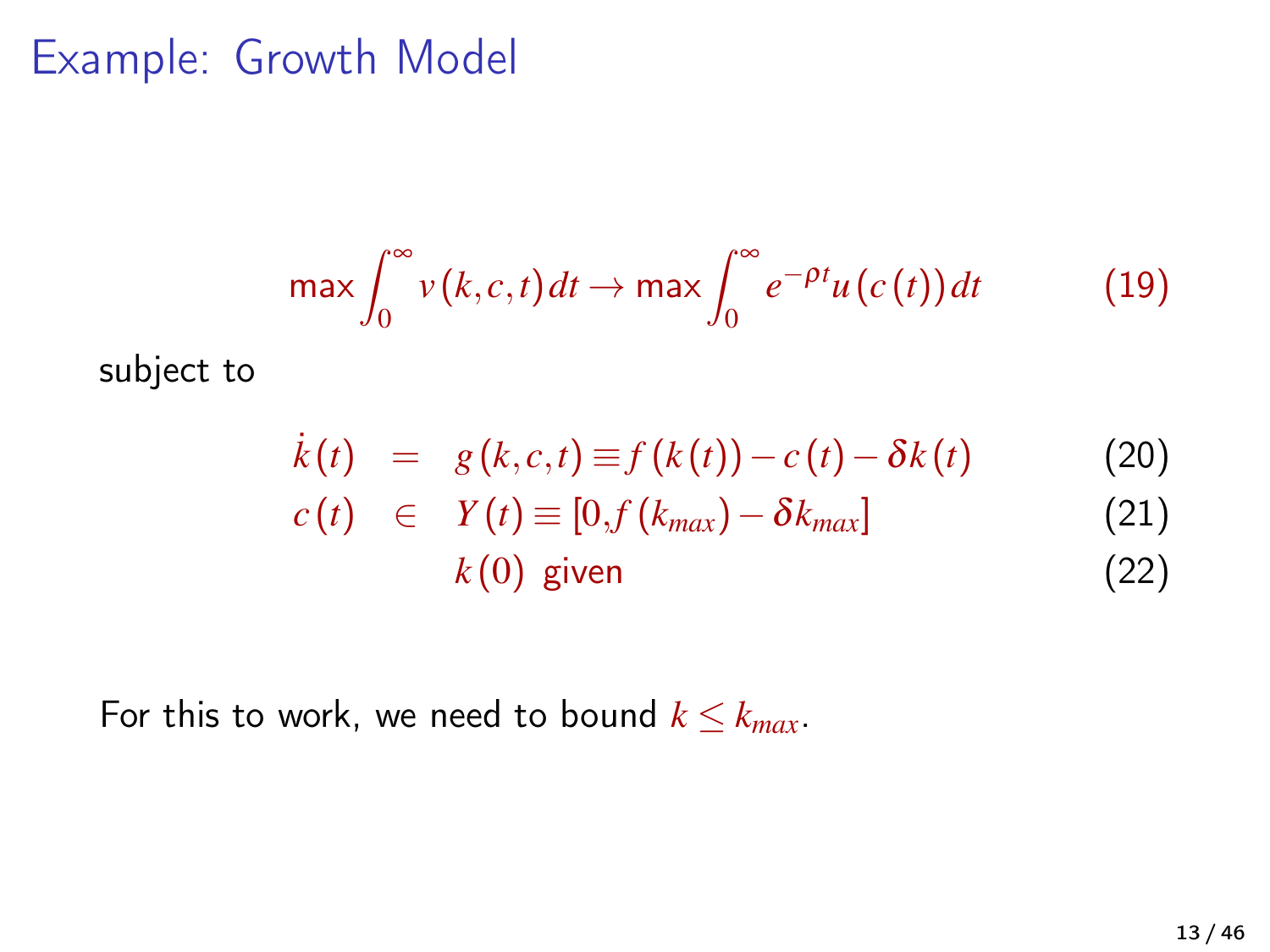# Example: Growth Model

$$\max \int_0^\infty v(k,c,t)\,dt \to \max \int_0^\infty e^{-\rho t} u(c(t))\,dt \tag{19}$$

subject to

$$\dot{k}(t) = g(k,c,t) \equiv f(k(t)) - c(t) - \delta k(t) \tag{20}$$

$$c(t) \in Y(t) \equiv [0, f(k_{max}) - \delta k_{max}] \tag{21}$$

$$k(0) \text{ given} \tag{22}$$

For this to work, we need to bound $k \leq k_{max}$.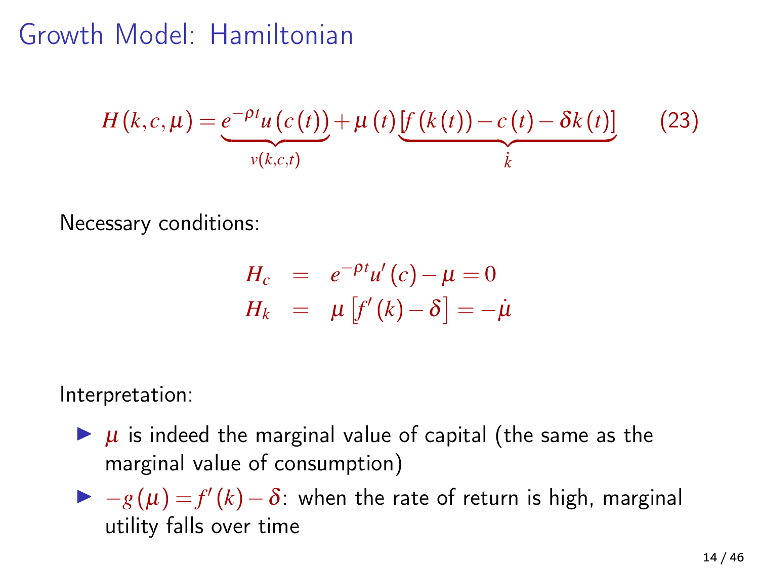# Growth Model: Hamiltonian

$$H(k,c,\mu) = \underbrace{e^{-\rho t}u(c(t))}_{v(k,c,t)} + \mu(t)\underbrace{[f(k(t)) - c(t) - \delta k(t)]}_{\dot{k}} \tag{23}$$

Necessary conditions:

$$\begin{aligned} H_c &= e^{-\rho t}u'(c) - \mu = 0 \\ H_k &= \mu\left[f'(k) - \delta\right] = -\dot{\mu} \end{aligned}$$

Interpretation:

- $\mu$ is indeed the marginal value of capital (the same as the marginal value of consumption)
- $-g(\mu) = f'(k) - \delta$: when the rate of return is high, marginal utility falls over time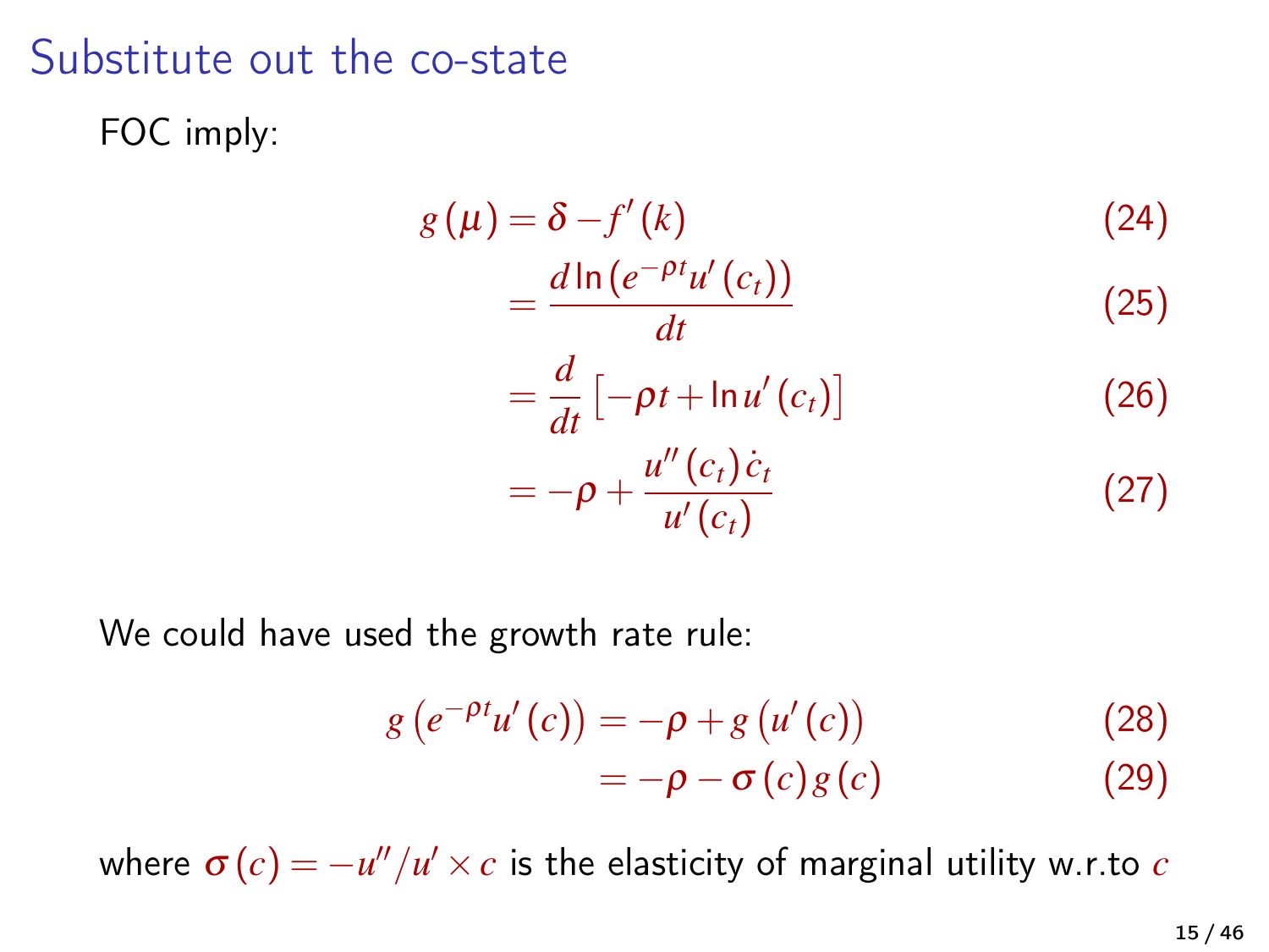# Substitute out the co-state

FOC imply:

$$
\begin{aligned}
g(\mu) &= \delta - f'(k) && (24)\\
&= \frac{d \ln\left(e^{-\rho t} u'(c_t)\right)}{dt} && (25)\\
&= \frac{d}{dt}\left[-\rho t + \ln u'(c_t)\right] && (26)\\
&= -\rho + \frac{u''(c_t)\,\dot{c}_t}{u'(c_t)} && (27)
\end{aligned}
$$

We could have used the growth rate rule:

$$
\begin{aligned}
g\left(e^{-\rho t} u'(c)\right) &= -\rho + g\left(u'(c)\right) && (28)\\
&= -\rho - \sigma(c)\, g(c) && (29)
\end{aligned}
$$

where $\sigma(c) = -u''/u' \times c$ is the elasticity of marginal utility w.r.to $c$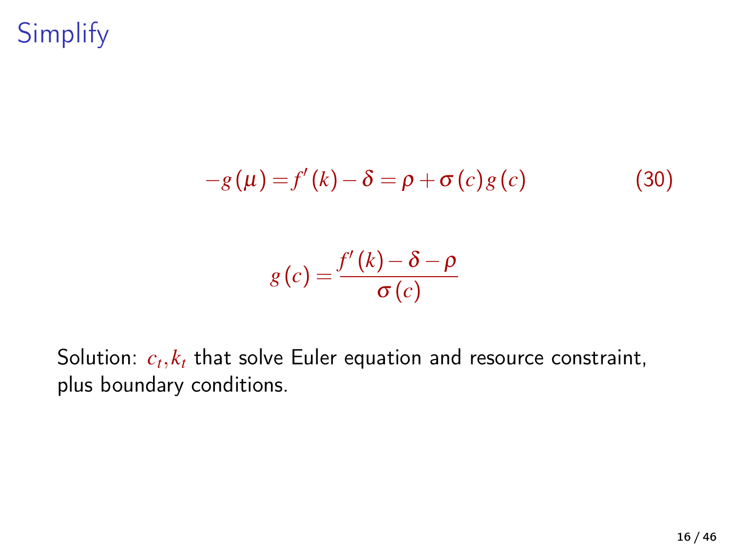# Simplify

$$-g(\mu) = f'(k) - \delta = \rho + \sigma(c) g(c) \tag{30}$$

$$g(c) = \frac{f'(k) - \delta - \rho}{\sigma(c)}$$

Solution: $c_t, k_t$ that solve Euler equation and resource constraint, plus boundary conditions.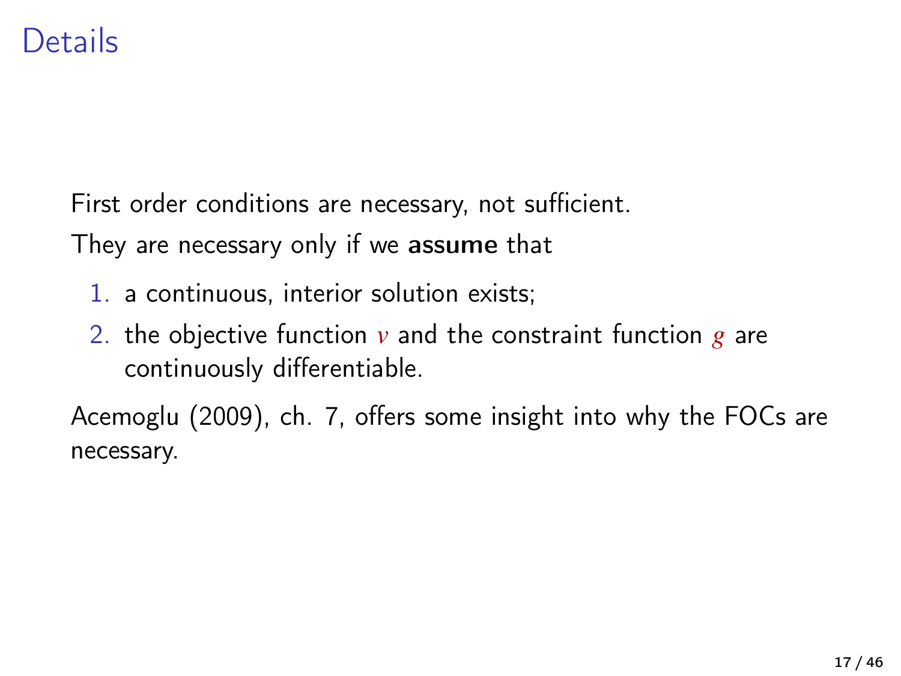# Details

First order conditions are necessary, not sufficient.

They are necessary only if we **assume** that

1. a continuous, interior solution exists;
2. the objective function $v$ and the constraint function $g$ are continuously differentiable.

Acemoglu (2009), ch. 7, offers some insight into why the FOCs are necessary.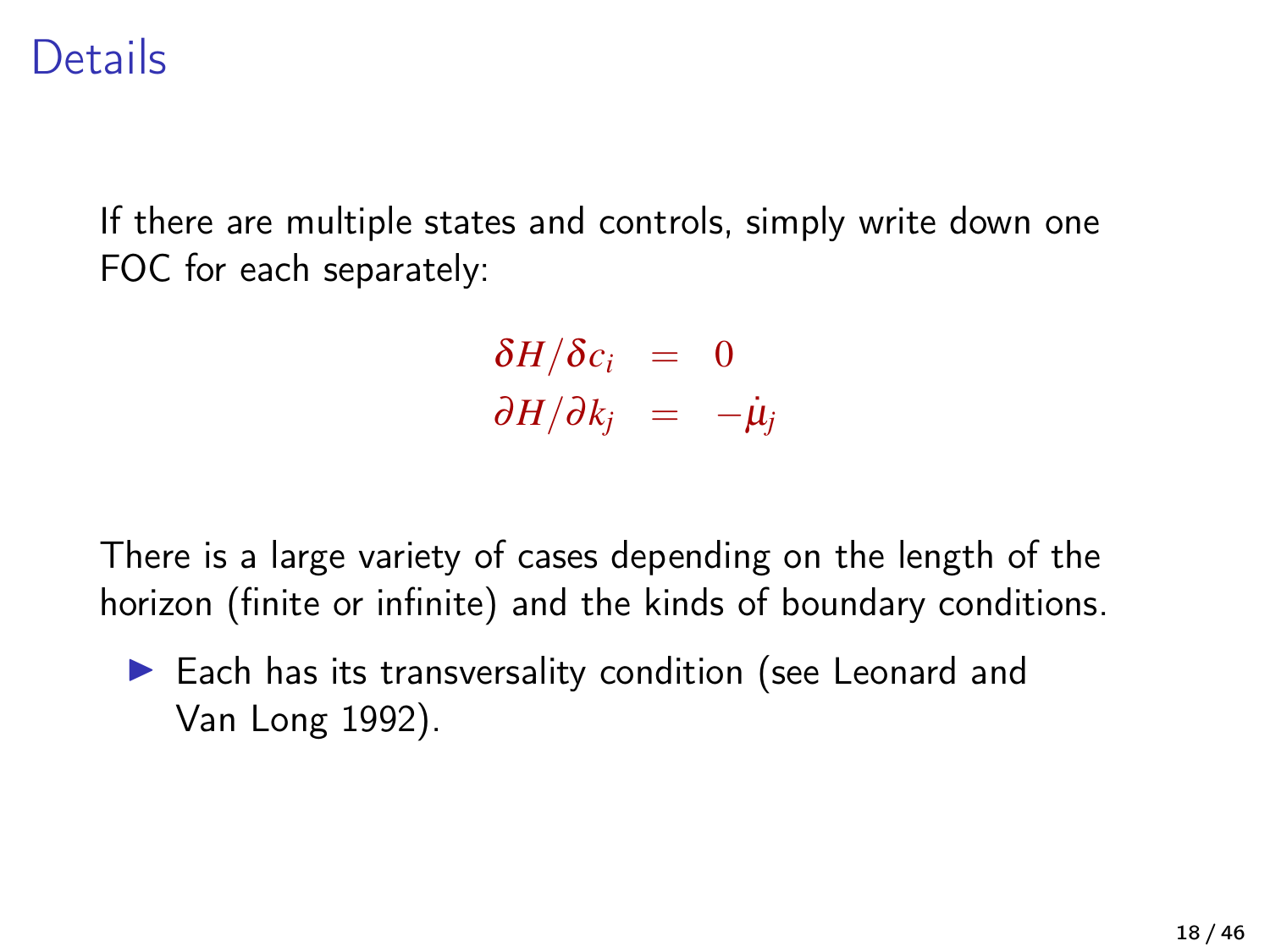# Details

If there are multiple states and controls, simply write down one FOC for each separately:

$$
\begin{aligned}
\delta H / \delta c_i &= 0 \\
\partial H / \partial k_j &= -\dot{\mu}_j
\end{aligned}
$$

There is a large variety of cases depending on the length of the horizon (finite or infinite) and the kinds of boundary conditions.

- Each has its transversality condition (see Leonard and Van Long 1992).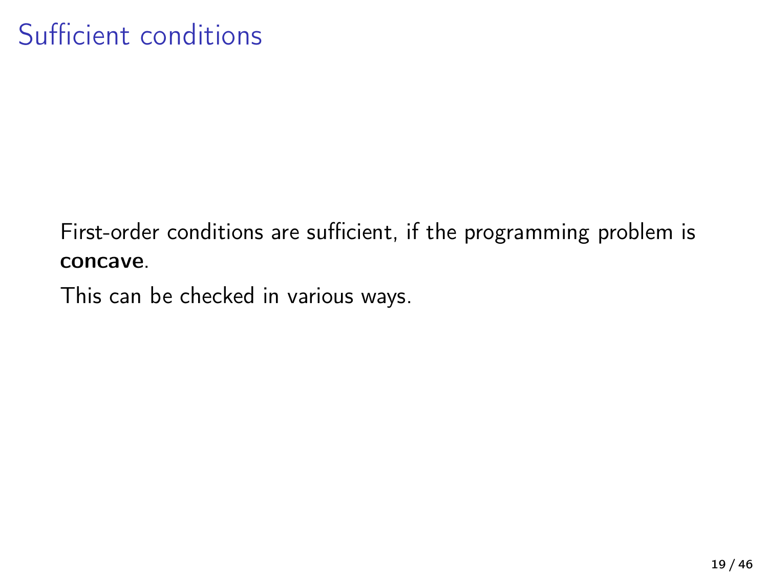# Sufficient conditions

First-order conditions are sufficient, if the programming problem is **concave**.

This can be checked in various ways.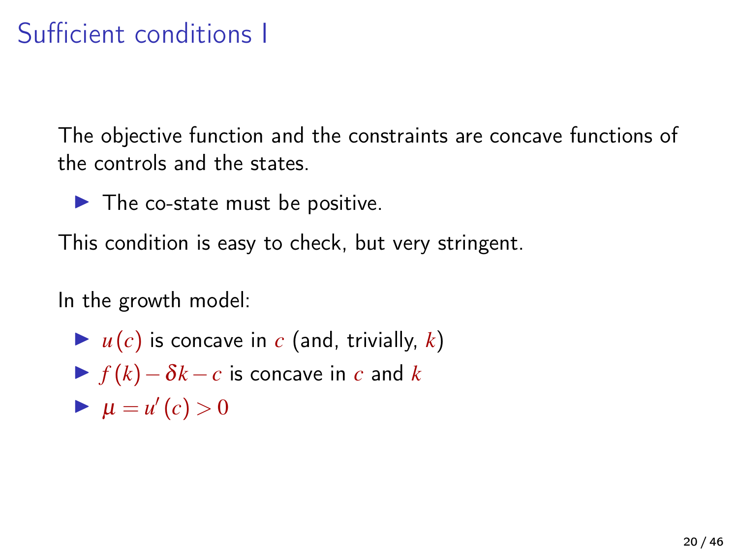# Sufficient conditions I

The objective function and the constraints are concave functions of the controls and the states.

- The co-state must be positive.

This condition is easy to check, but very stringent.

In the growth model:

- $u(c)$ is concave in $c$ (and, trivially, $k$)
- $f(k) - \delta k - c$ is concave in $c$ and $k$
- $\mu = u'(c) > 0$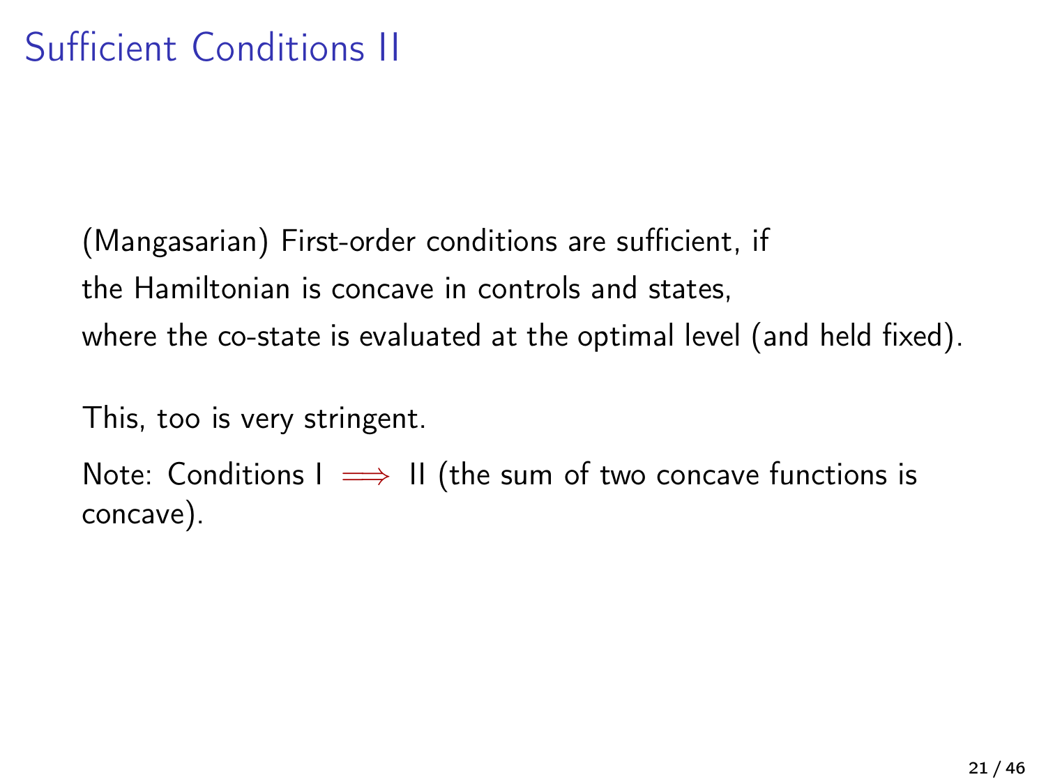# Sufficient Conditions II

(Mangasarian) First-order conditions are sufficient, if
the Hamiltonian is concave in controls and states,
where the co-state is evaluated at the optimal level (and held fixed).

This, too is very stringent.

Note: Conditions I $\implies$ II (the sum of two concave functions is concave).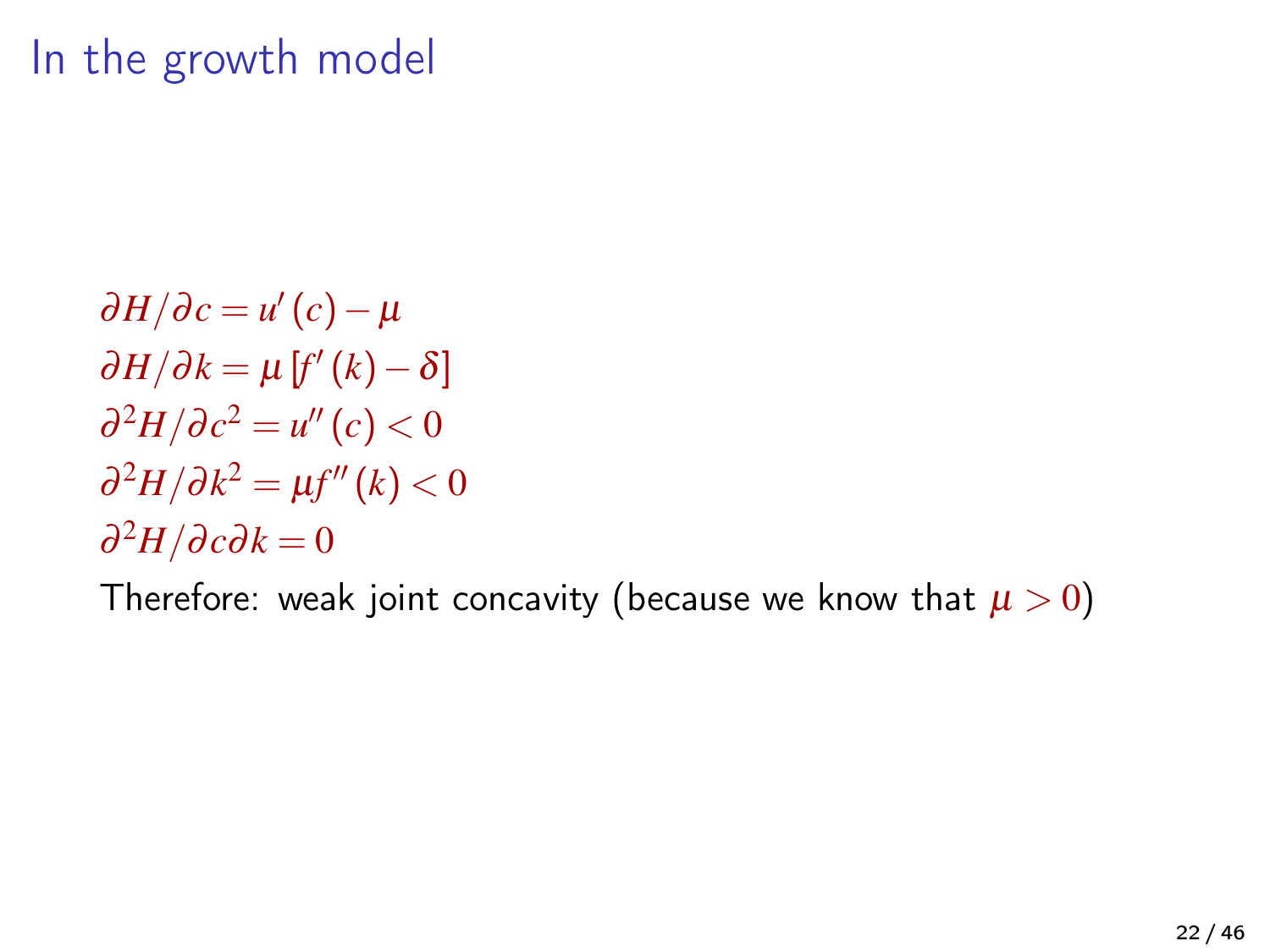# In the growth model

$$\partial H/\partial c = u'(c) - \mu$$
$$\partial H/\partial k = \mu\,[f'(k) - \delta]$$
$$\partial^2 H/\partial c^2 = u''(c) < 0$$
$$\partial^2 H/\partial k^2 = \mu f''(k) < 0$$
$$\partial^2 H/\partial c \partial k = 0$$

Therefore: weak joint concavity (because we know that $\mu > 0$)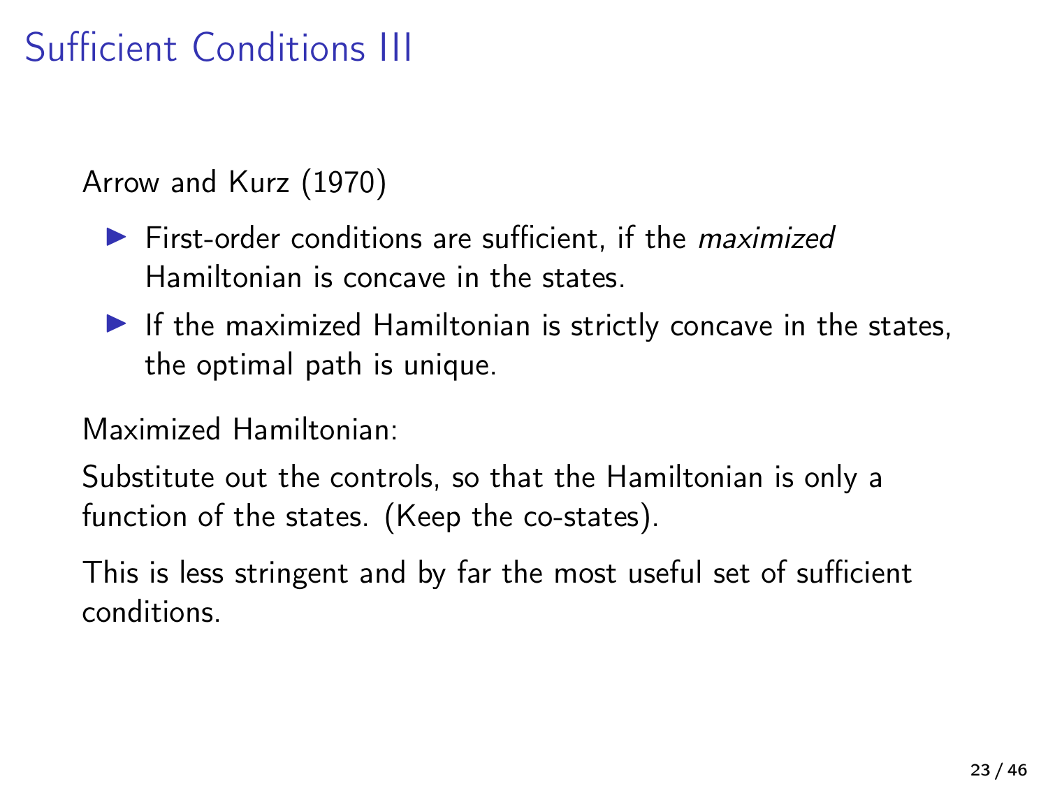# Sufficient Conditions III

Arrow and Kurz (1970)

- First-order conditions are sufficient, if the *maximized* Hamiltonian is concave in the states.
- If the maximized Hamiltonian is strictly concave in the states, the optimal path is unique.

Maximized Hamiltonian:

Substitute out the controls, so that the Hamiltonian is only a function of the states. (Keep the co-states).

This is less stringent and by far the most useful set of sufficient conditions.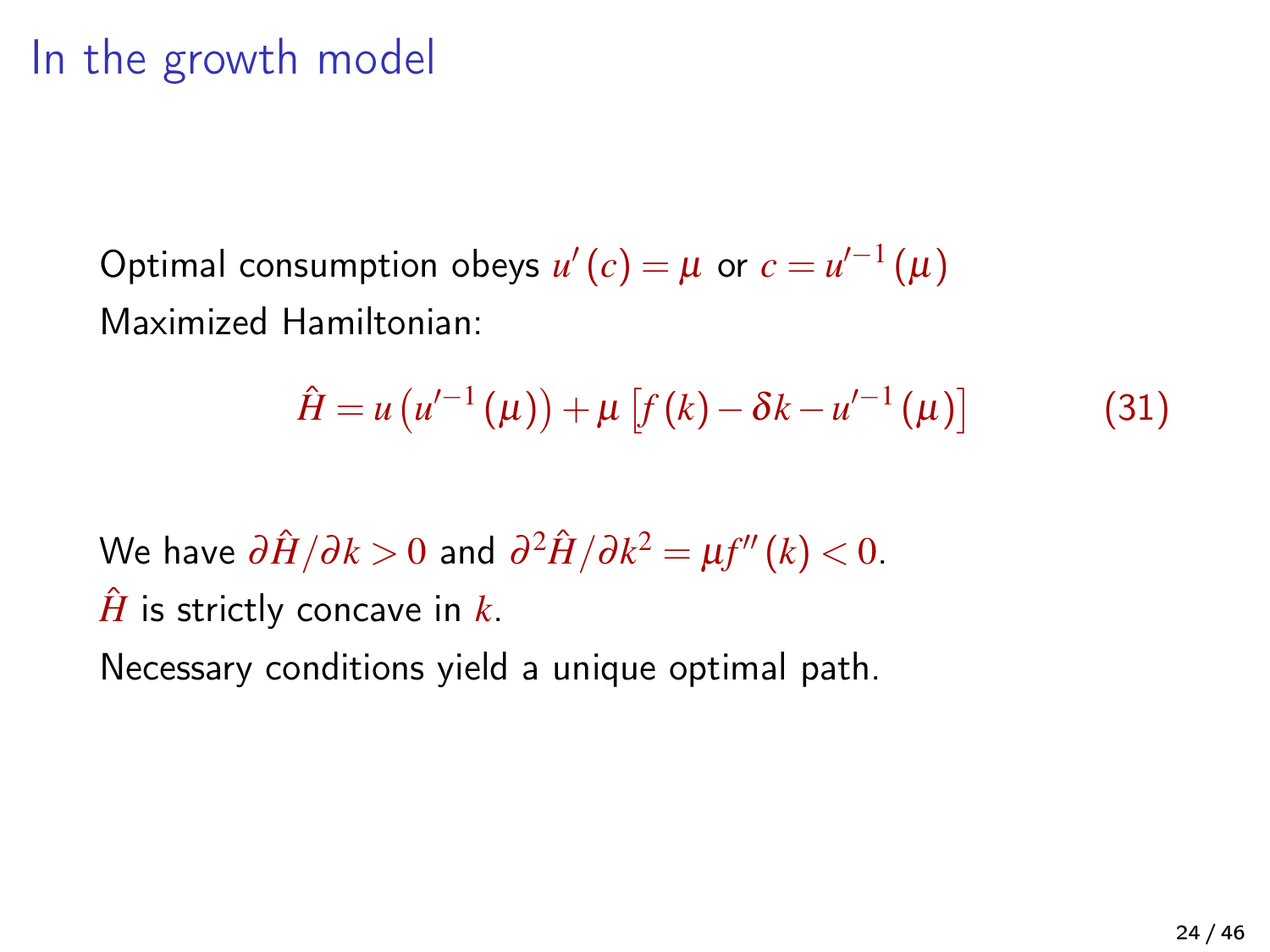# In the growth model

Optimal consumption obeys $u'(c) = \mu$ or $c = u'^{-1}(\mu)$

Maximized Hamiltonian:

$$\hat{H} = u\left(u'^{-1}(\mu)\right) + \mu\left[f(k) - \delta k - u'^{-1}(\mu)\right] \tag{31}$$

We have $\partial \hat{H}/\partial k > 0$ and $\partial^2 \hat{H}/\partial k^2 = \mu f''(k) < 0$.

$\hat{H}$ is strictly concave in $k$.

Necessary conditions yield a unique optimal path.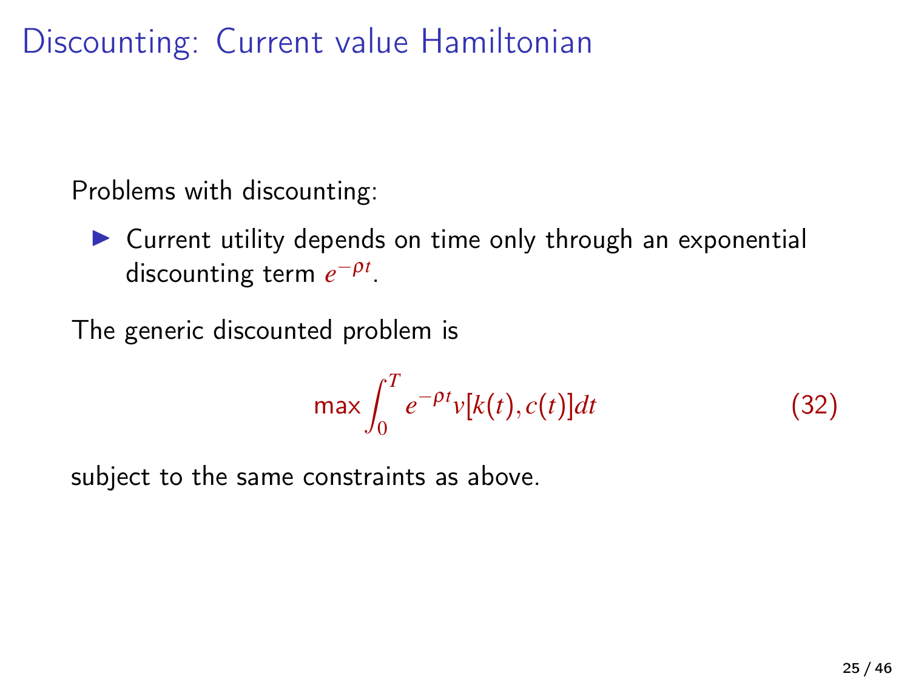# Discounting: Current value Hamiltonian

Problems with discounting:

- Current utility depends on time only through an exponential discounting term $e^{-\rho t}$.

The generic discounted problem is

$$\max \int_0^T e^{-\rho t} v[k(t), c(t)] dt \tag{32}$$

subject to the same constraints as above.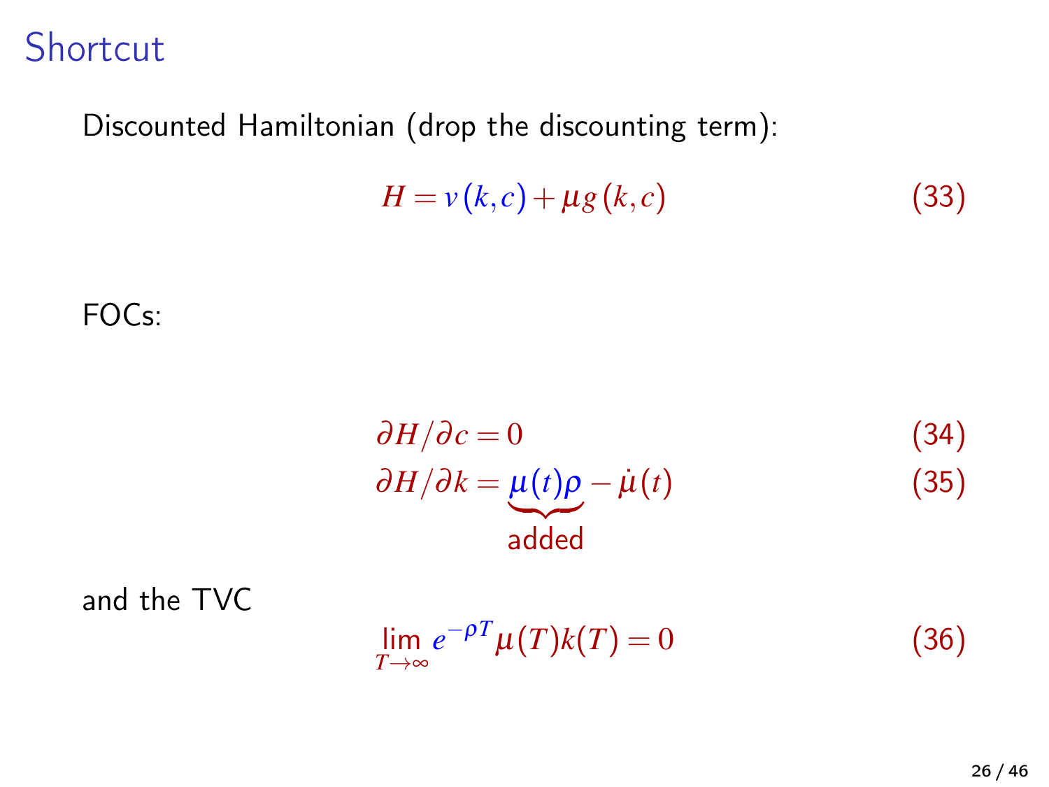# Shortcut

Discounted Hamiltonian (drop the discounting term):

$$H = v(k,c) + \mu g(k,c) \tag{33}$$

FOCs:

$$\partial H / \partial c = 0 \tag{34}$$

$$\partial H / \partial k = \underbrace{\mu(t)\rho}_{\text{added}} - \dot{\mu}(t) \tag{35}$$

and the TVC

$$\lim_{T \to \infty} e^{-\rho T} \mu(T) k(T) = 0 \tag{36}$$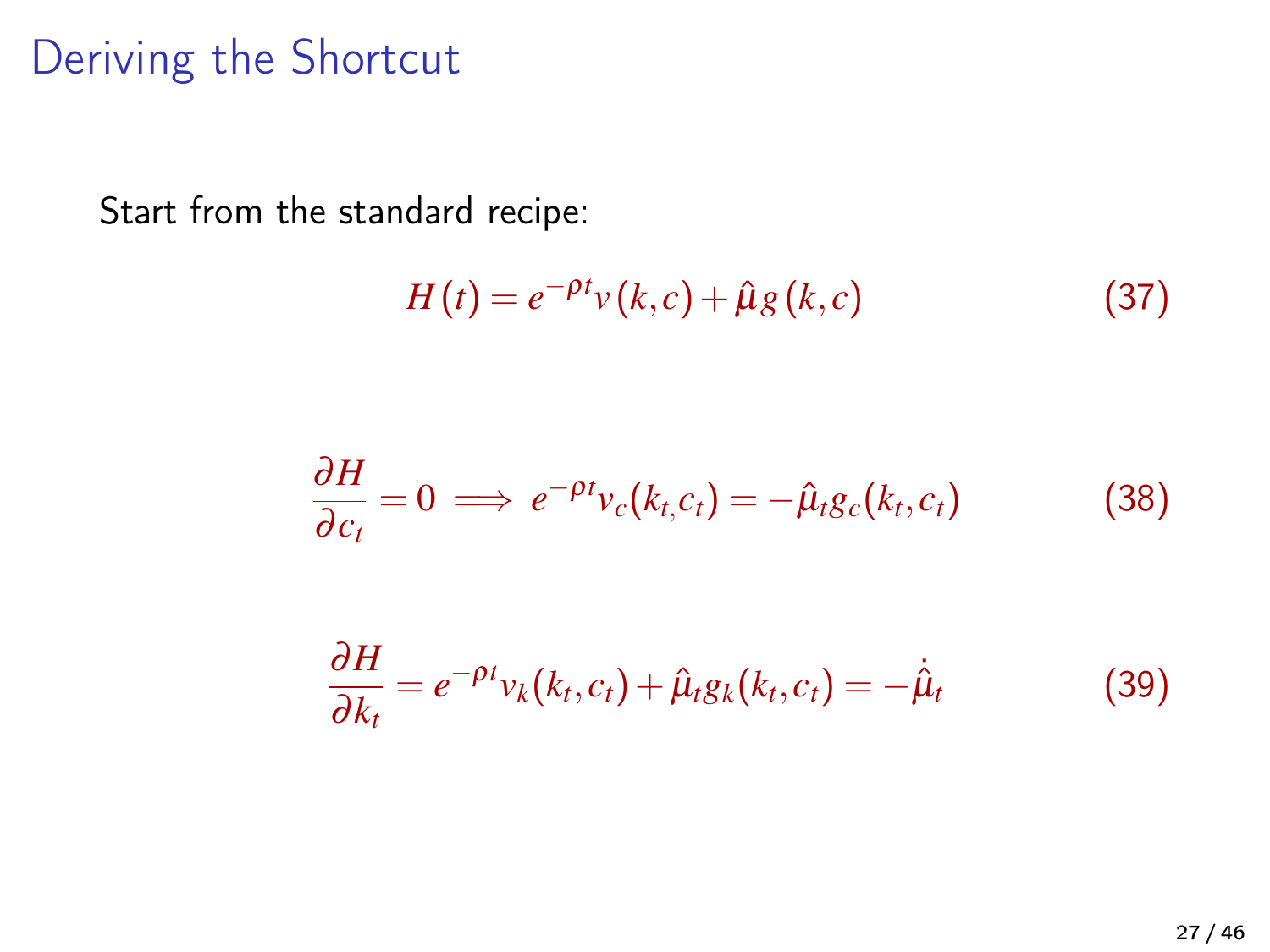# Deriving the Shortcut

Start from the standard recipe:

$$H(t) = e^{-\rho t} v(k,c) + \hat{\mu} g(k,c) \tag{37}$$

$$\frac{\partial H}{\partial c_t} = 0 \implies e^{-\rho t} v_c(k_{t,} c_t) = -\hat{\mu}_t g_c(k_t, c_t) \tag{38}$$

$$\frac{\partial H}{\partial k_t} = e^{-\rho t} v_k(k_t, c_t) + \hat{\mu}_t g_k(k_t, c_t) = -\dot{\hat{\mu}}_t \tag{39}$$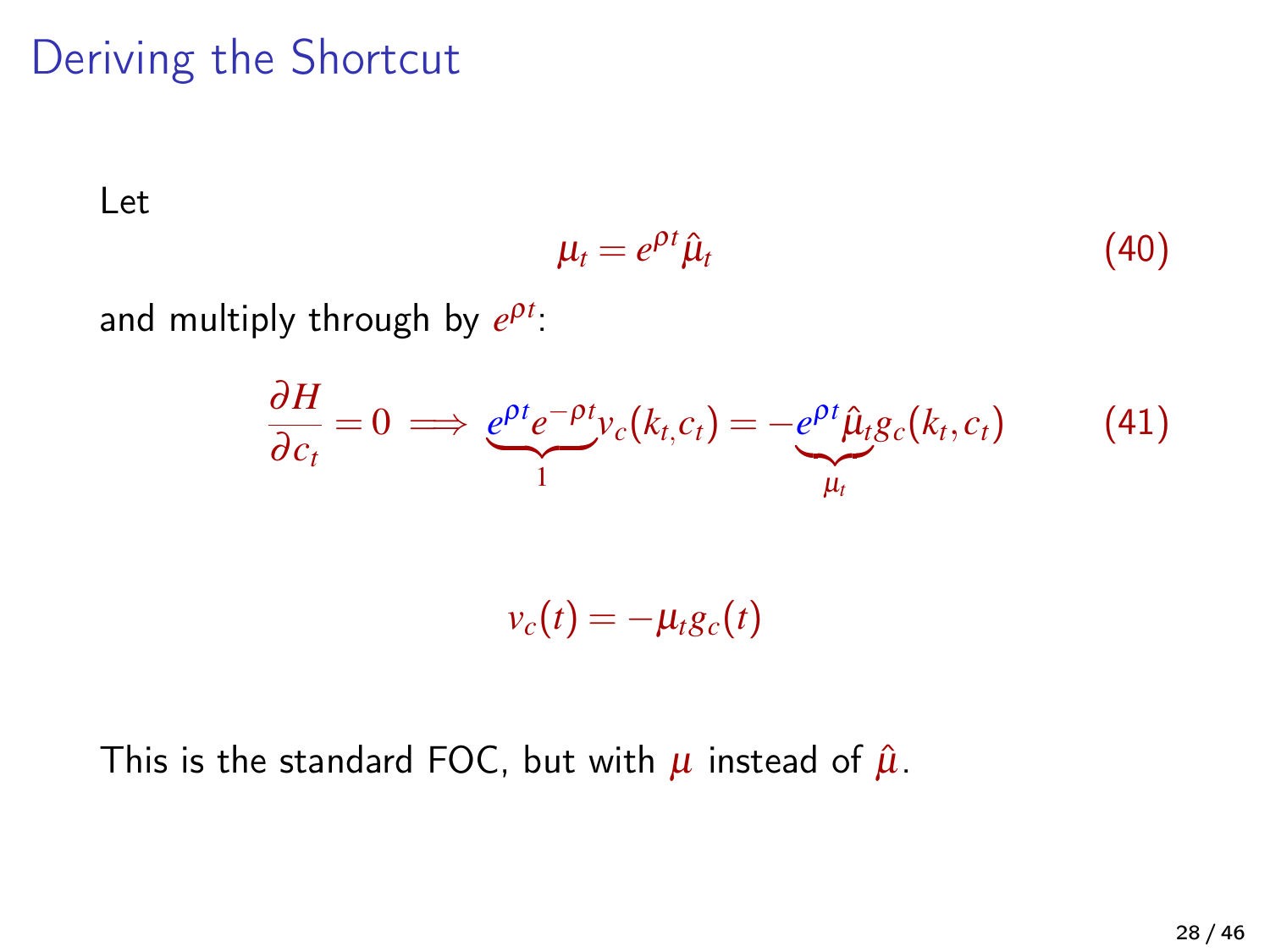# Deriving the Shortcut

Let

$$\mu_t = e^{\rho t} \hat{\mu}_t \tag{40}$$

and multiply through by $e^{\rho t}$:

$$\frac{\partial H}{\partial c_t} = 0 \implies \underbrace{e^{\rho t} e^{-\rho t}}_{1} v_c(k_t, c_t) = -\underbrace{e^{\rho t} \hat{\mu}_t}_{\mu_t} g_c(k_t, c_t) \tag{41}$$

$$v_c(t) = -\mu_t g_c(t)$$

This is the standard FOC, but with $\mu$ instead of $\hat{\mu}$.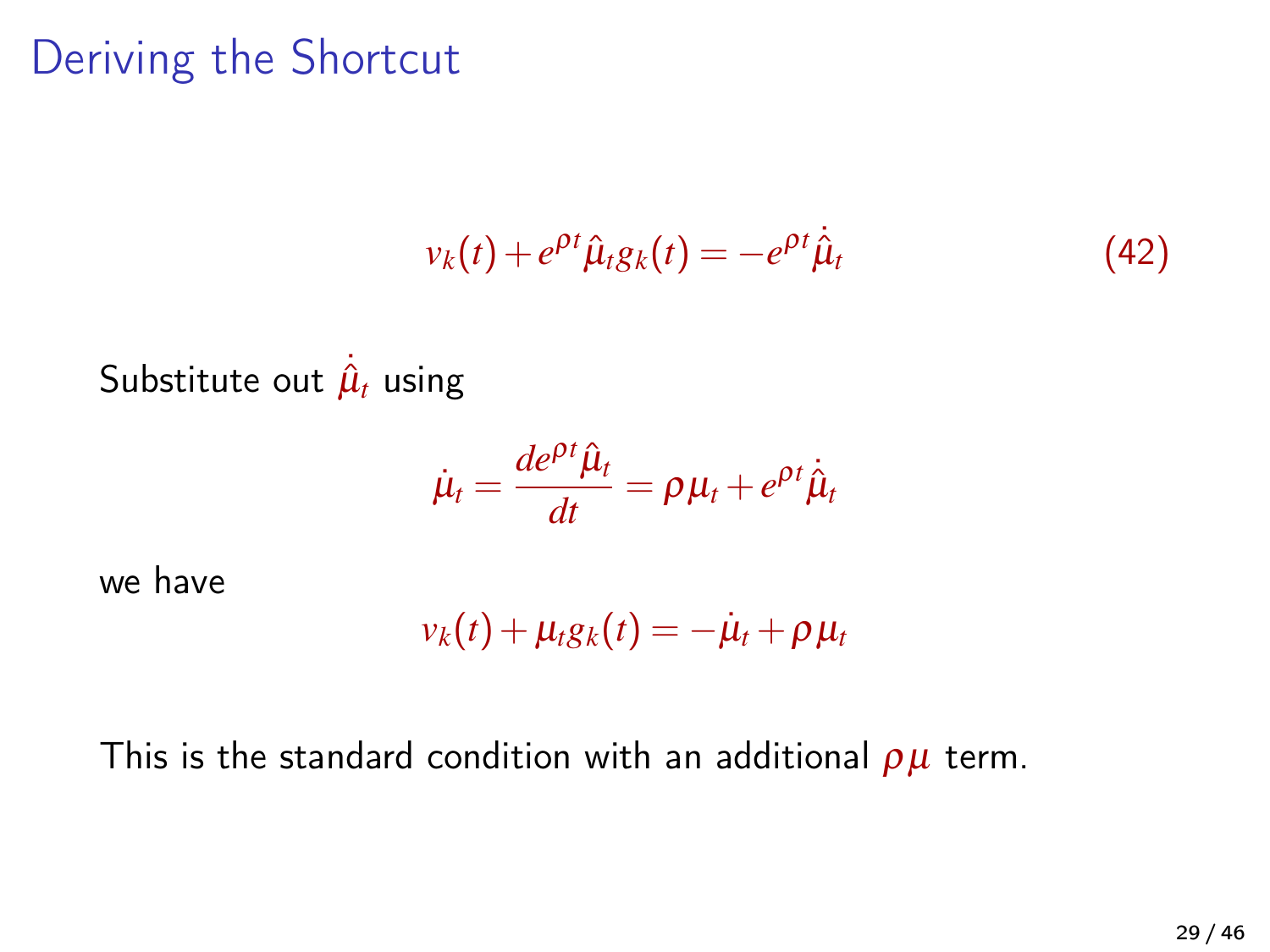# Deriving the Shortcut

$$v_k(t) + e^{\rho t}\hat{\mu}_t g_k(t) = -e^{\rho t}\dot{\hat{\mu}}_t \tag{42}$$

Substitute out $\dot{\hat{\mu}}_t$ using

$$\dot{\mu}_t = \frac{de^{\rho t}\hat{\mu}_t}{dt} = \rho\mu_t + e^{\rho t}\dot{\hat{\mu}}_t$$

we have

$$v_k(t) + \mu_t g_k(t) = -\dot{\mu}_t + \rho\mu_t$$

This is the standard condition with an additional $\rho\mu$ term.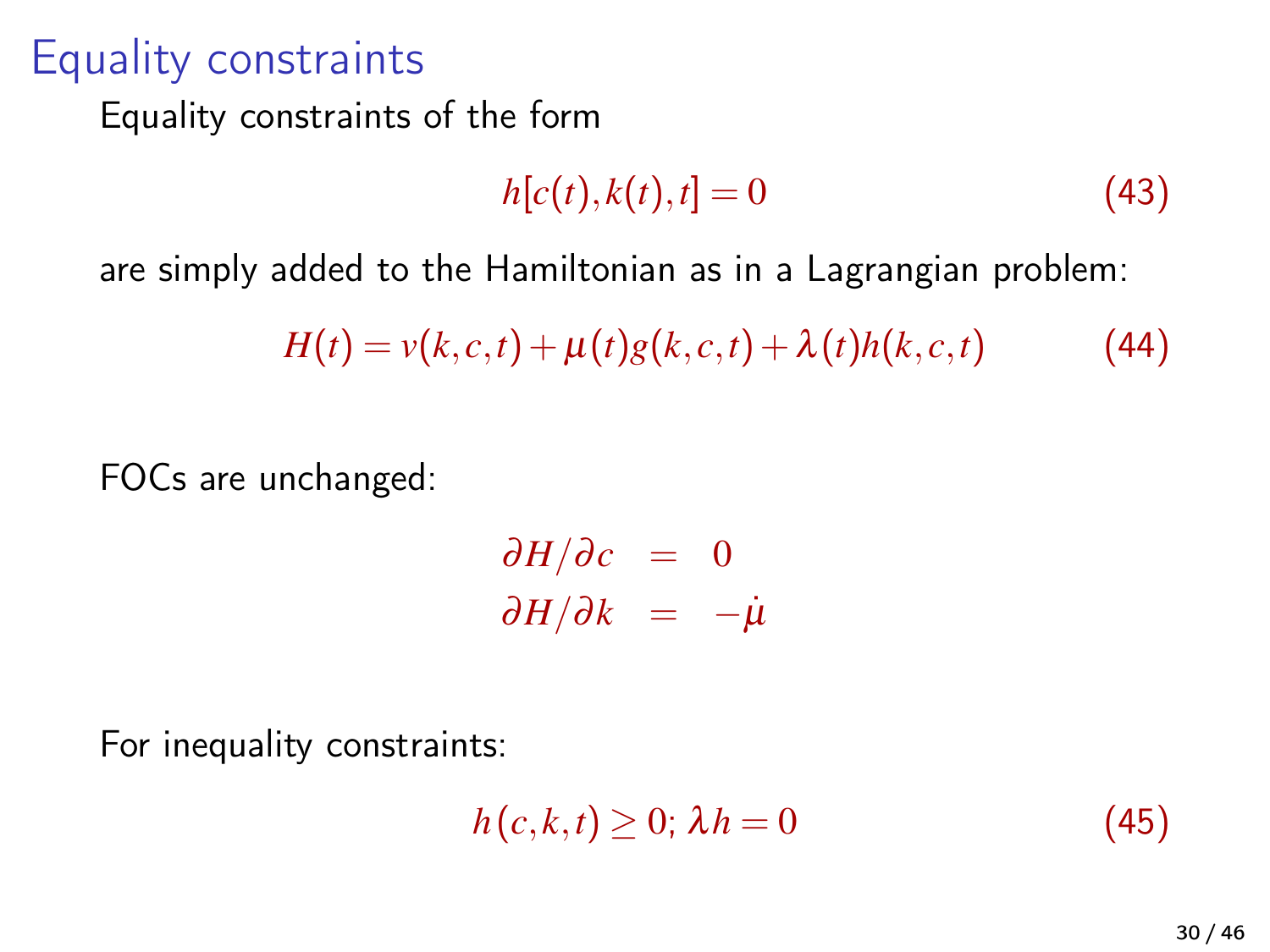# Equality constraints

Equality constraints of the form

$$h[c(t), k(t), t] = 0 \tag{43}$$

are simply added to the Hamiltonian as in a Lagrangian problem:

$$H(t) = v(k, c, t) + \mu(t) g(k, c, t) + \lambda(t) h(k, c, t) \tag{44}$$

FOCs are unchanged:

$$\begin{aligned} \partial H / \partial c &= 0 \\ \partial H / \partial k &= -\dot{\mu} \end{aligned}$$

For inequality constraints:

$$h(c, k, t) \geq 0;\ \lambda h = 0 \tag{45}$$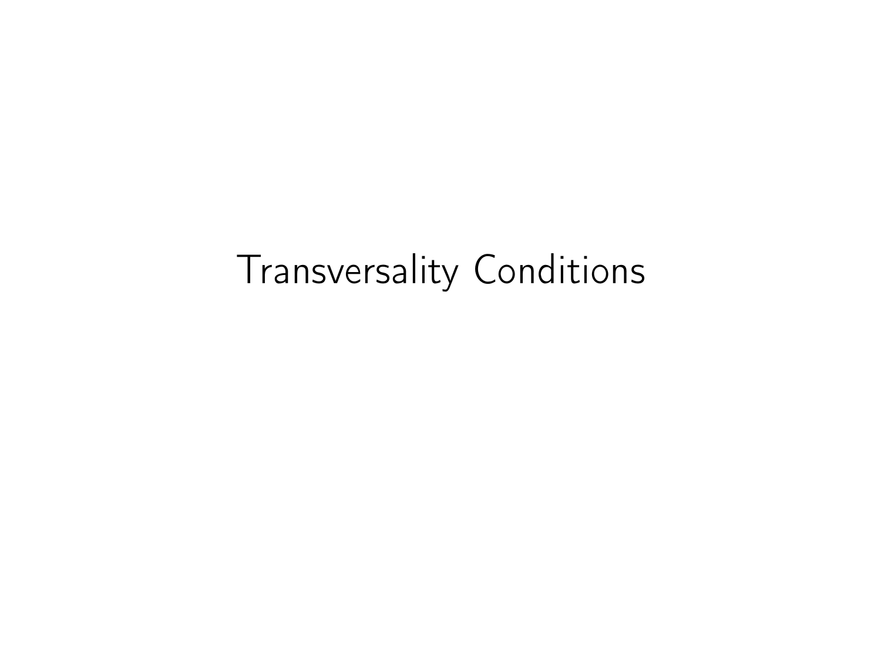# Transversality Conditions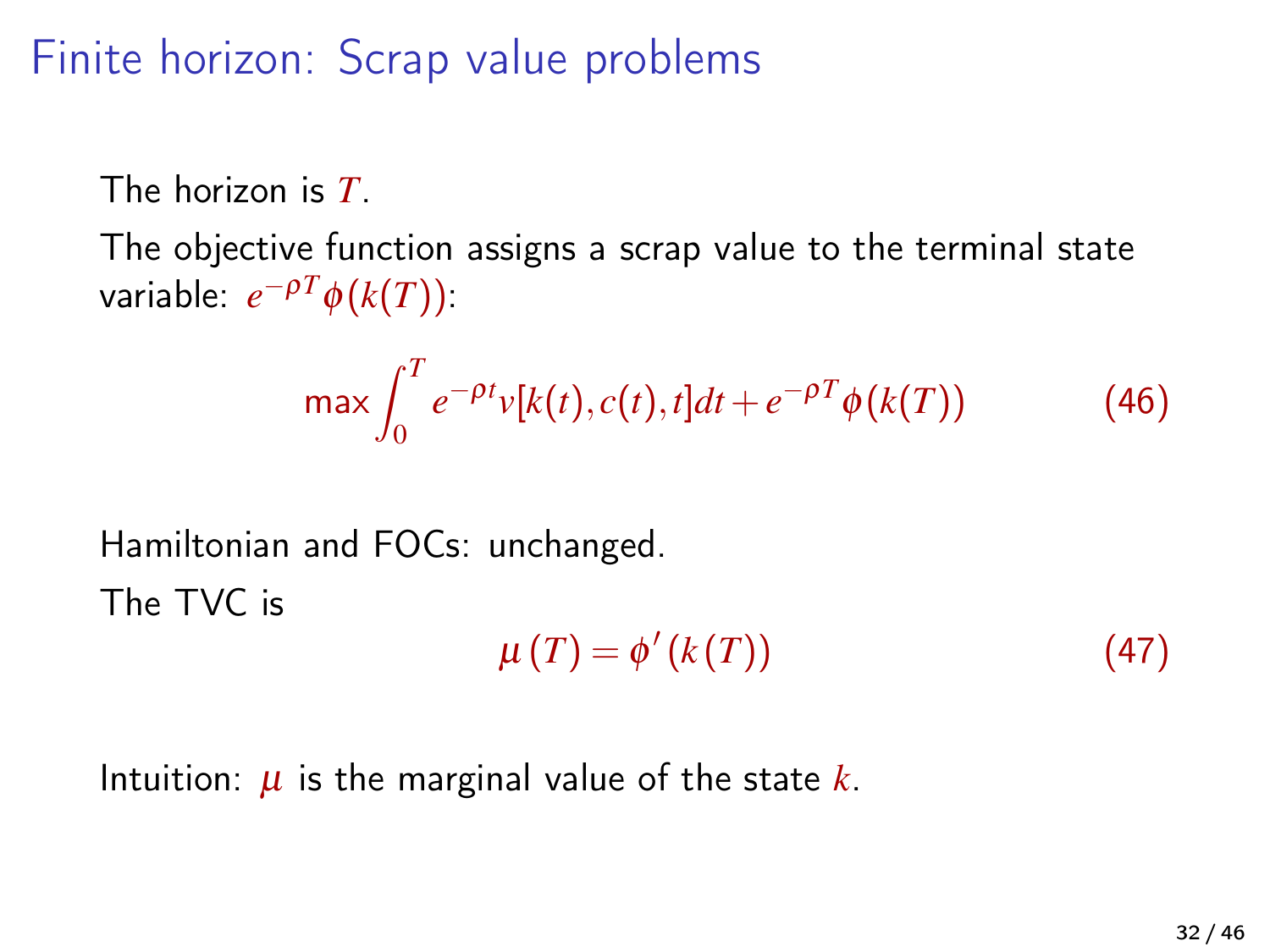# Finite horizon: Scrap value problems

The horizon is $T$.

The objective function assigns a scrap value to the terminal state variable: $e^{-\rho T}\phi(k(T))$:

$$\max \int_0^T e^{-\rho t} v[k(t), c(t), t] dt + e^{-\rho T}\phi(k(T)) \tag{46}$$

Hamiltonian and FOCs: unchanged.

The TVC is

$$\mu(T) = \phi'(k(T)) \tag{47}$$

Intuition: $\mu$ is the marginal value of the state $k$.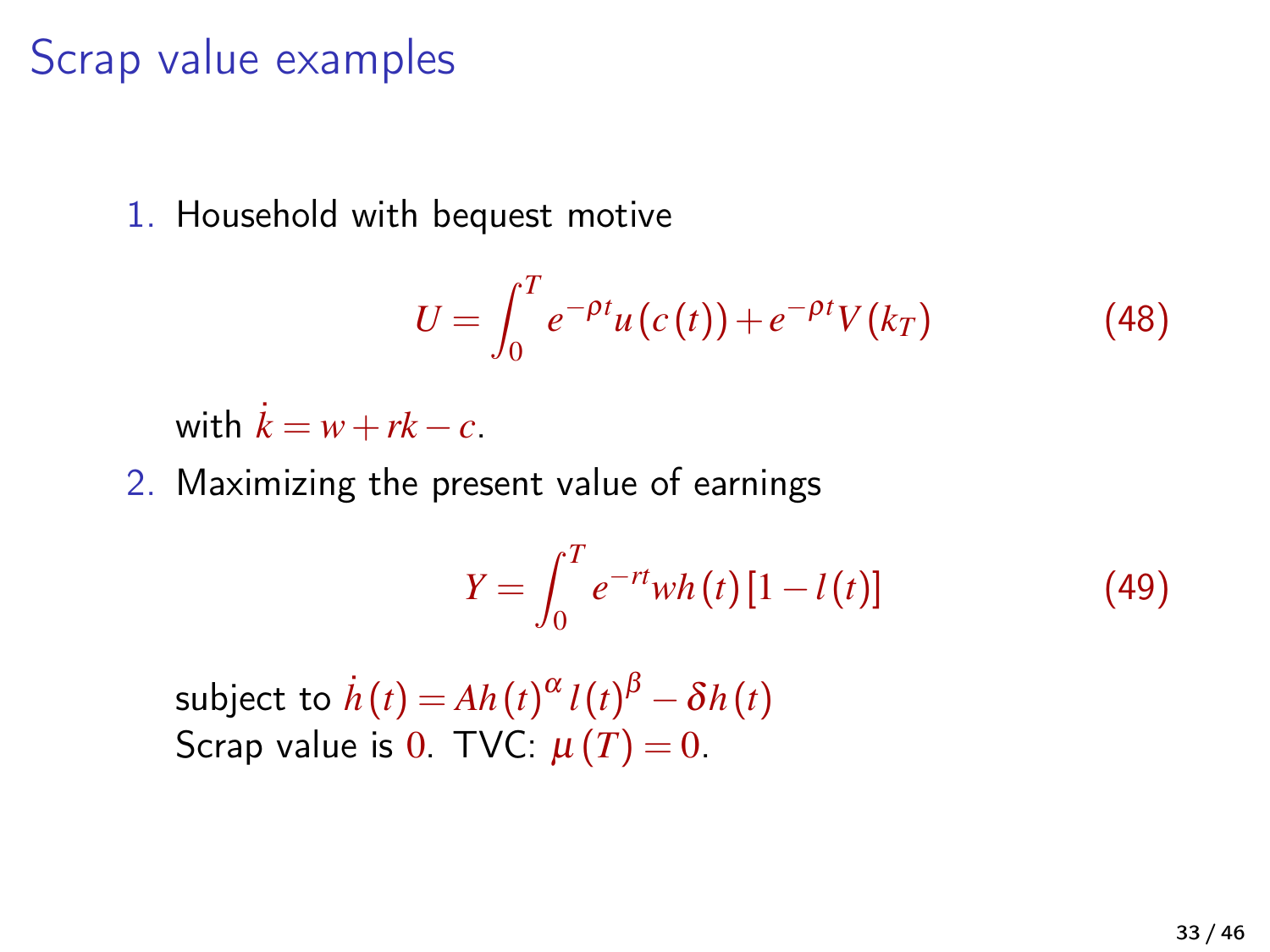# Scrap value examples

1. Household with bequest motive

$$U = \int_0^T e^{-\rho t} u(c(t)) + e^{-\rho t} V(k_T) \tag{48}$$

   with $\dot{k} = w + rk - c$.

2. Maximizing the present value of earnings

$$Y = \int_0^T e^{-rt} w h(t) [1 - l(t)] \tag{49}$$

   subject to $\dot{h}(t) = Ah(t)^{\alpha} l(t)^{\beta} - \delta h(t)$
   Scrap value is $0$. TVC: $\mu(T) = 0$.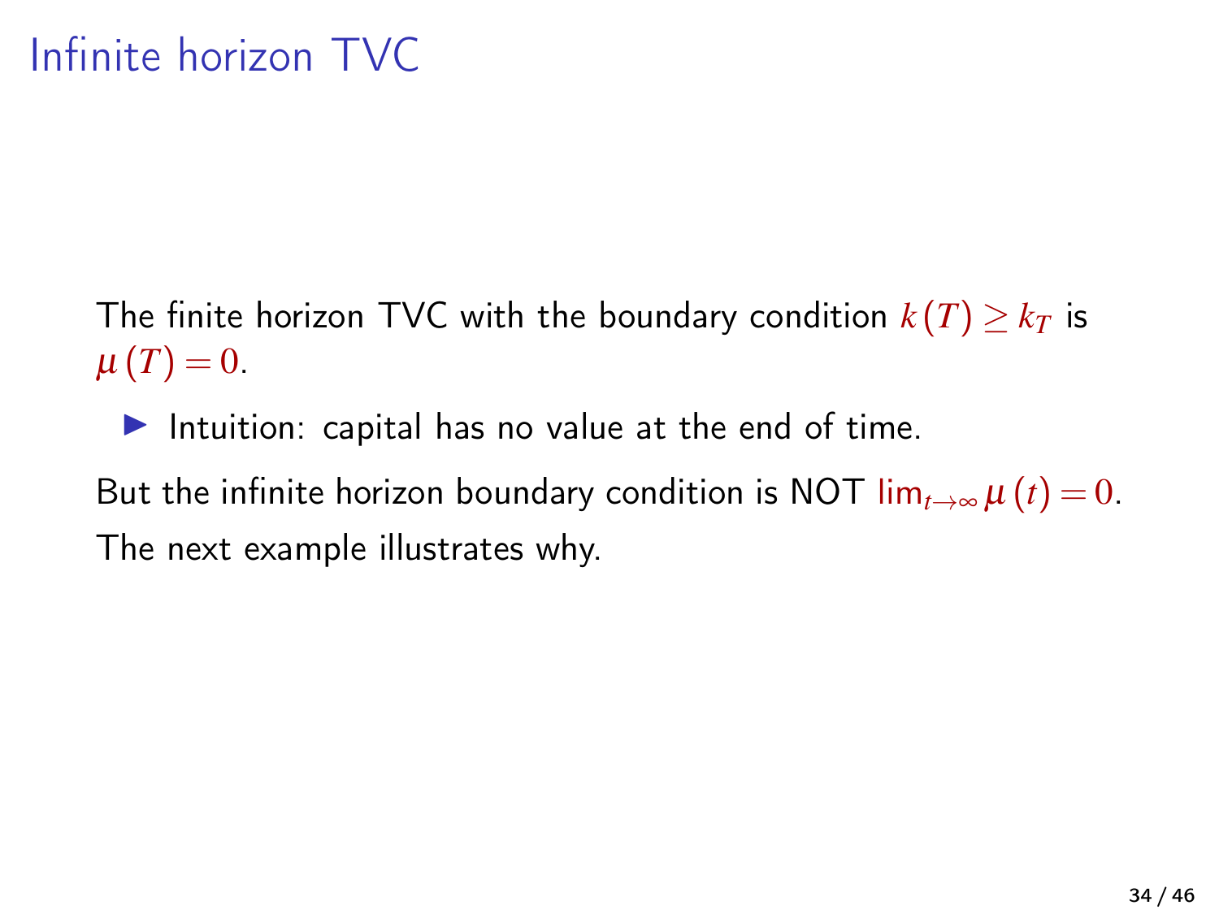# Infinite horizon TVC

The finite horizon TVC with the boundary condition $k(T) \geq k_T$ is $\mu(T) = 0$.

- Intuition: capital has no value at the end of time.

But the infinite horizon boundary condition is NOT $\lim_{t \to \infty} \mu(t) = 0$.

The next example illustrates why.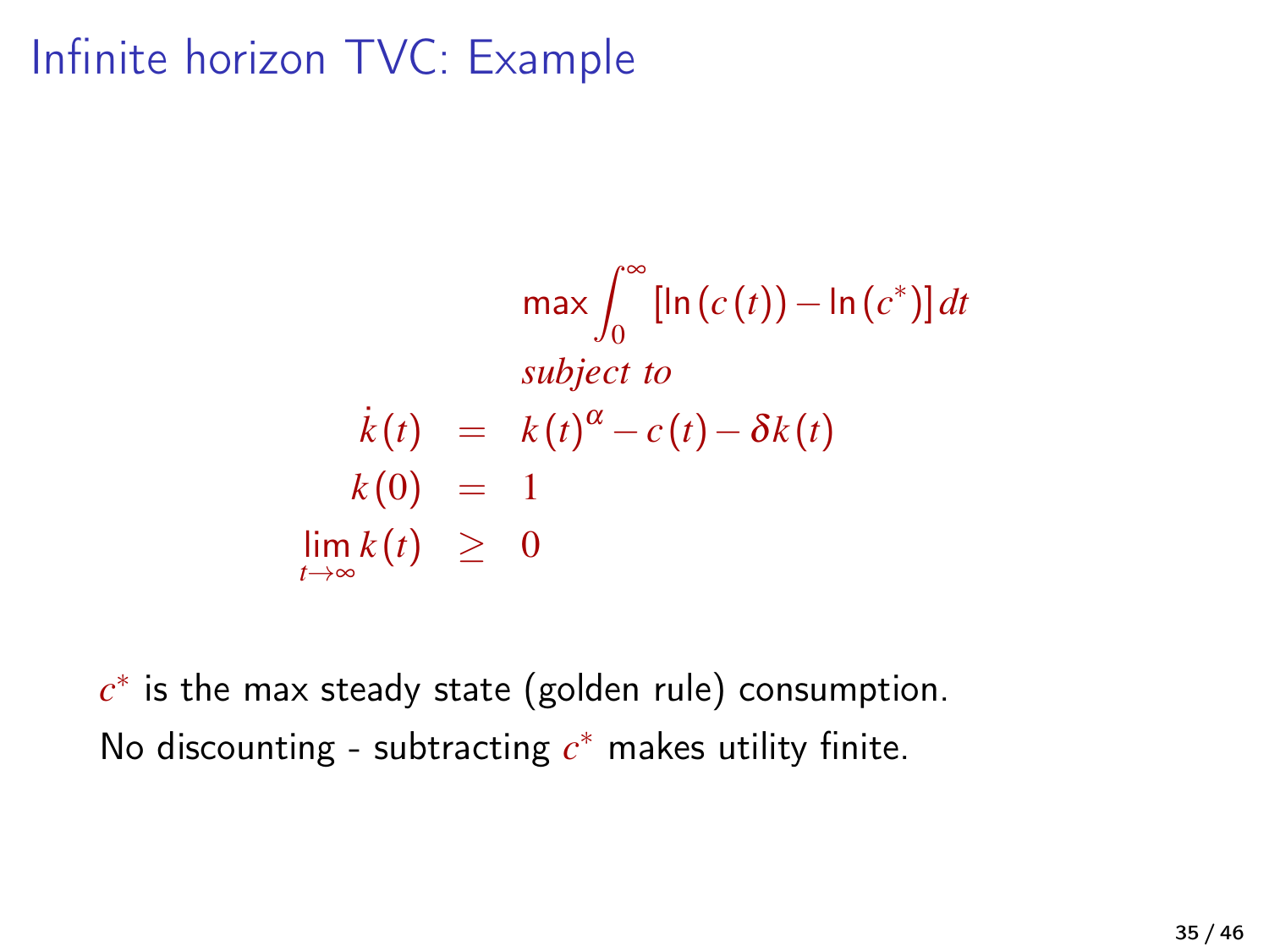# Infinite horizon TVC: Example

$$\max \int_0^\infty \left[\ln(c(t)) - \ln(c^*)\right] dt$$

*subject to*

$$\begin{aligned}
\dot{k}(t) &= k(t)^\alpha - c(t) - \delta k(t) \\
k(0) &= 1 \\
\lim_{t\to\infty} k(t) &\geq 0
\end{aligned}$$

$c^*$ is the max steady state (golden rule) consumption.

No discounting - subtracting $c^*$ makes utility finite.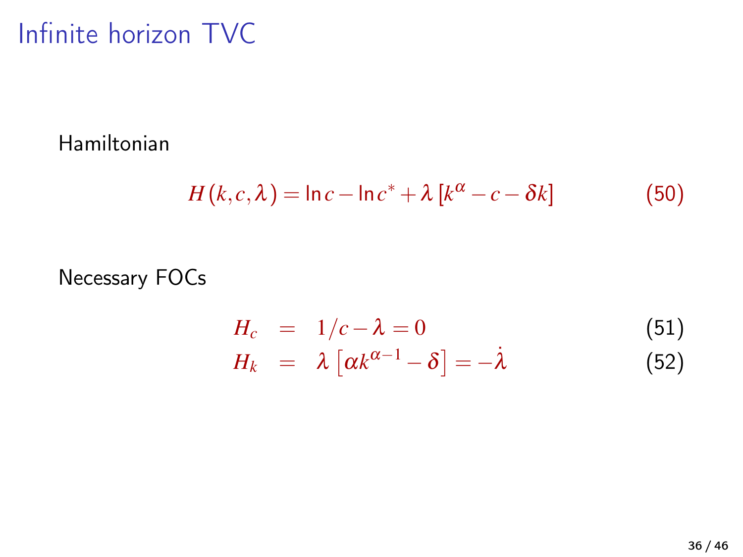# Infinite horizon TVC

Hamiltonian

$$H(k,c,\lambda) = \ln c - \ln c^* + \lambda \left[k^\alpha - c - \delta k\right] \tag{50}$$

Necessary FOCs

$$H_c = 1/c - \lambda = 0 \tag{51}$$

$$H_k = \lambda \left[\alpha k^{\alpha-1} - \delta\right] = -\dot{\lambda} \tag{52}$$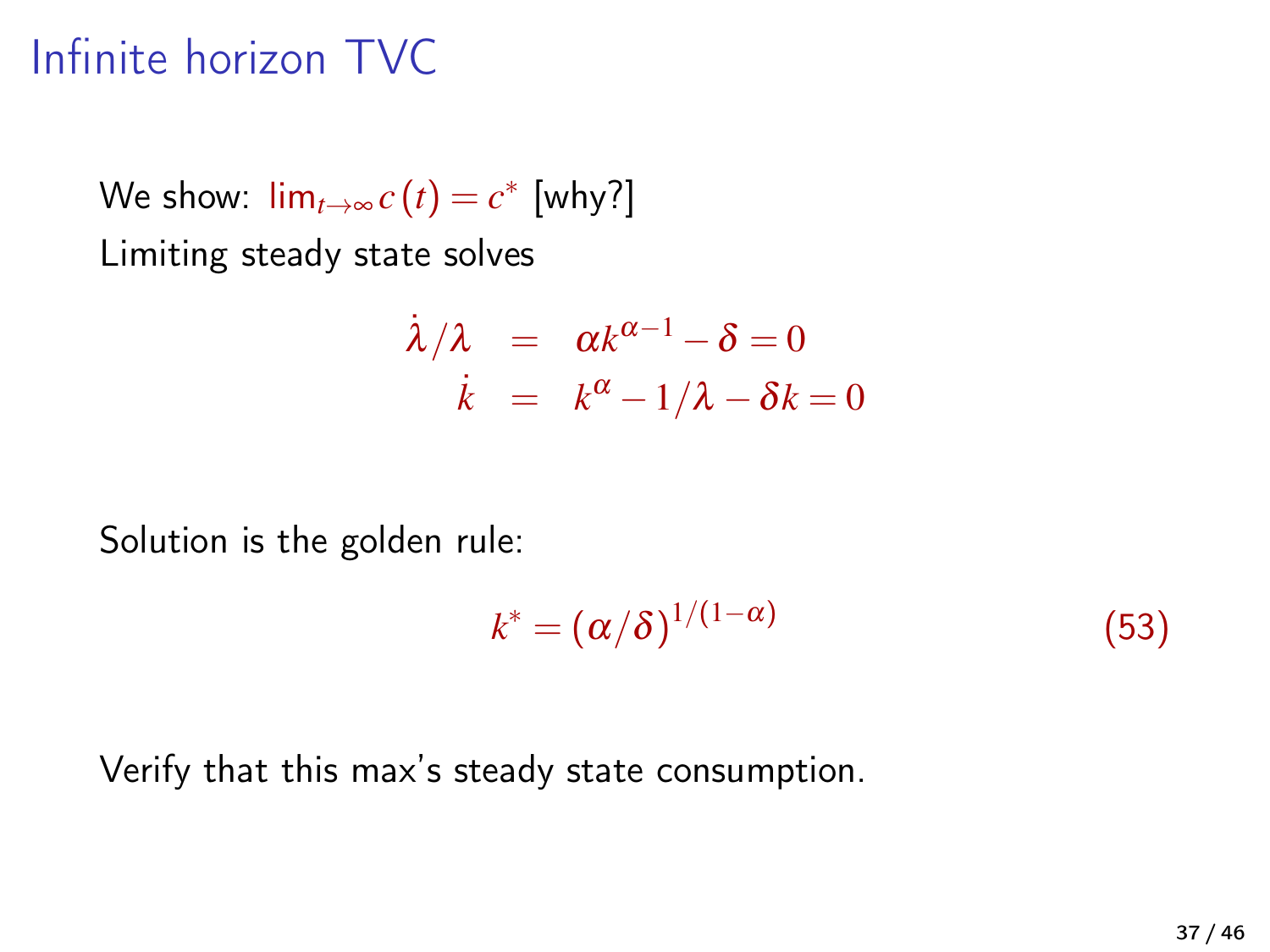# Infinite horizon TVC

We show: $\lim_{t\to\infty} c(t) = c^*$ [why?]

Limiting steady state solves

$$
\begin{aligned}
\dot{\lambda}/\lambda &= \alpha k^{\alpha-1} - \delta = 0 \\
\dot{k} &= k^{\alpha} - 1/\lambda - \delta k = 0
\end{aligned}
$$

Solution is the golden rule:

$$
k^* = (\alpha/\delta)^{1/(1-\alpha)} \tag{53}
$$

Verify that this max's steady state consumption.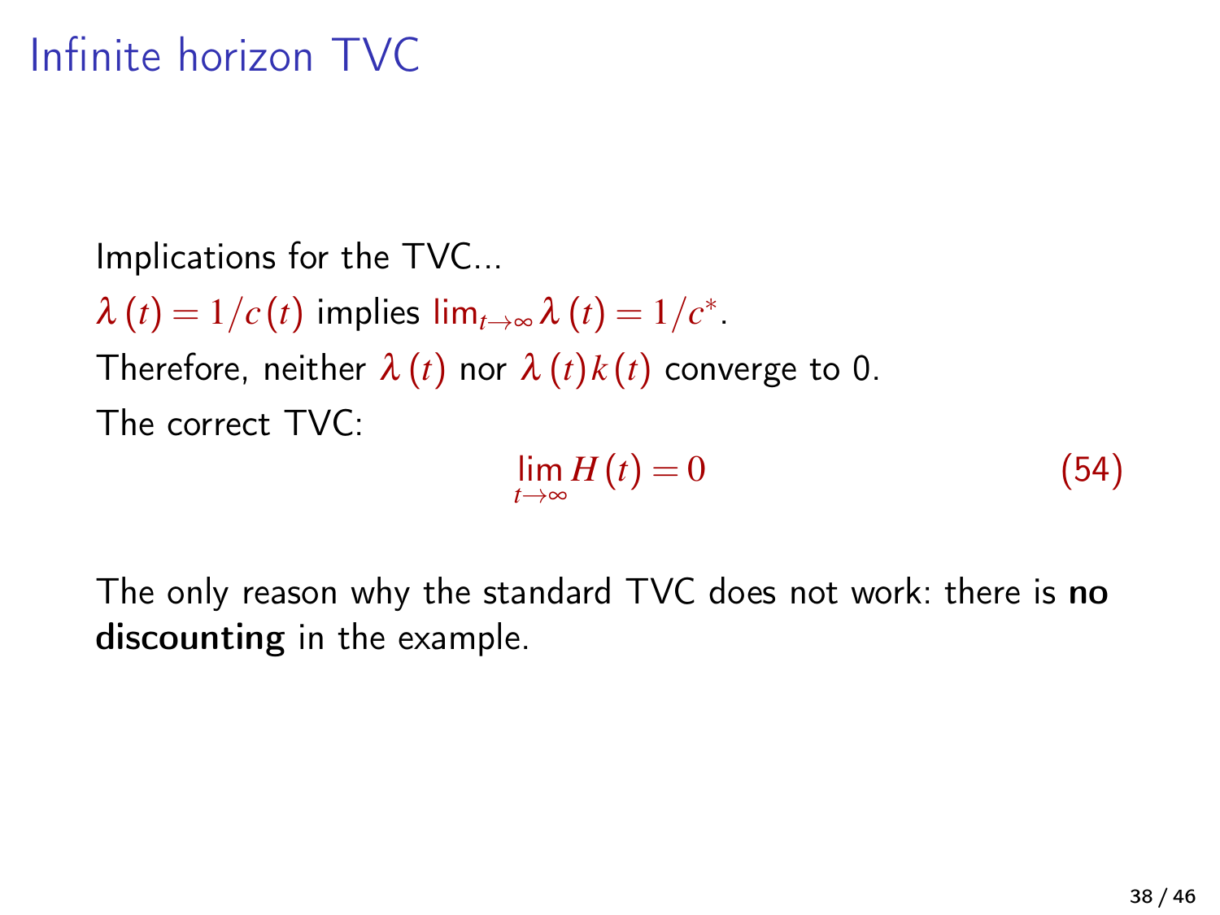# Infinite horizon TVC

Implications for the TVC...

$\lambda(t) = 1/c(t)$ implies $\lim_{t\to\infty} \lambda(t) = 1/c^*$.

Therefore, neither $\lambda(t)$ nor $\lambda(t)k(t)$ converge to 0.

The correct TVC:

$$\lim_{t\to\infty} H(t) = 0 \tag{54}$$

The only reason why the standard TVC does not work: there is **no discounting** in the example.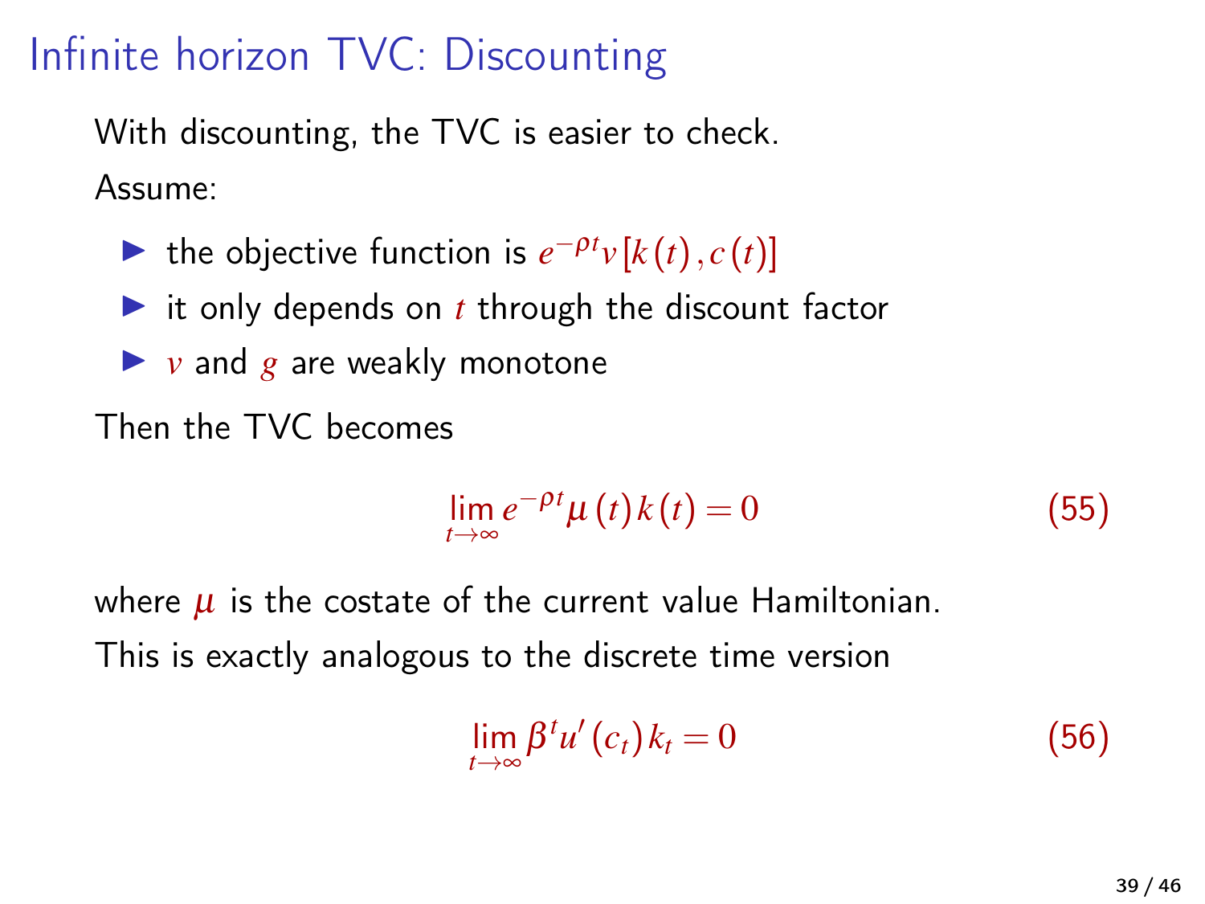# Infinite horizon TVC: Discounting

With discounting, the TVC is easier to check.

Assume:

- the objective function is $e^{-\rho t} v[k(t), c(t)]$
- it only depends on $t$ through the discount factor
- $v$ and $g$ are weakly monotone

Then the TVC becomes

$$\lim_{t \to \infty} e^{-\rho t} \mu(t) k(t) = 0 \tag{55}$$

where $\mu$ is the costate of the current value Hamiltonian.

This is exactly analogous to the discrete time version

$$\lim_{t \to \infty} \beta^t u'(c_t) k_t = 0 \tag{56}$$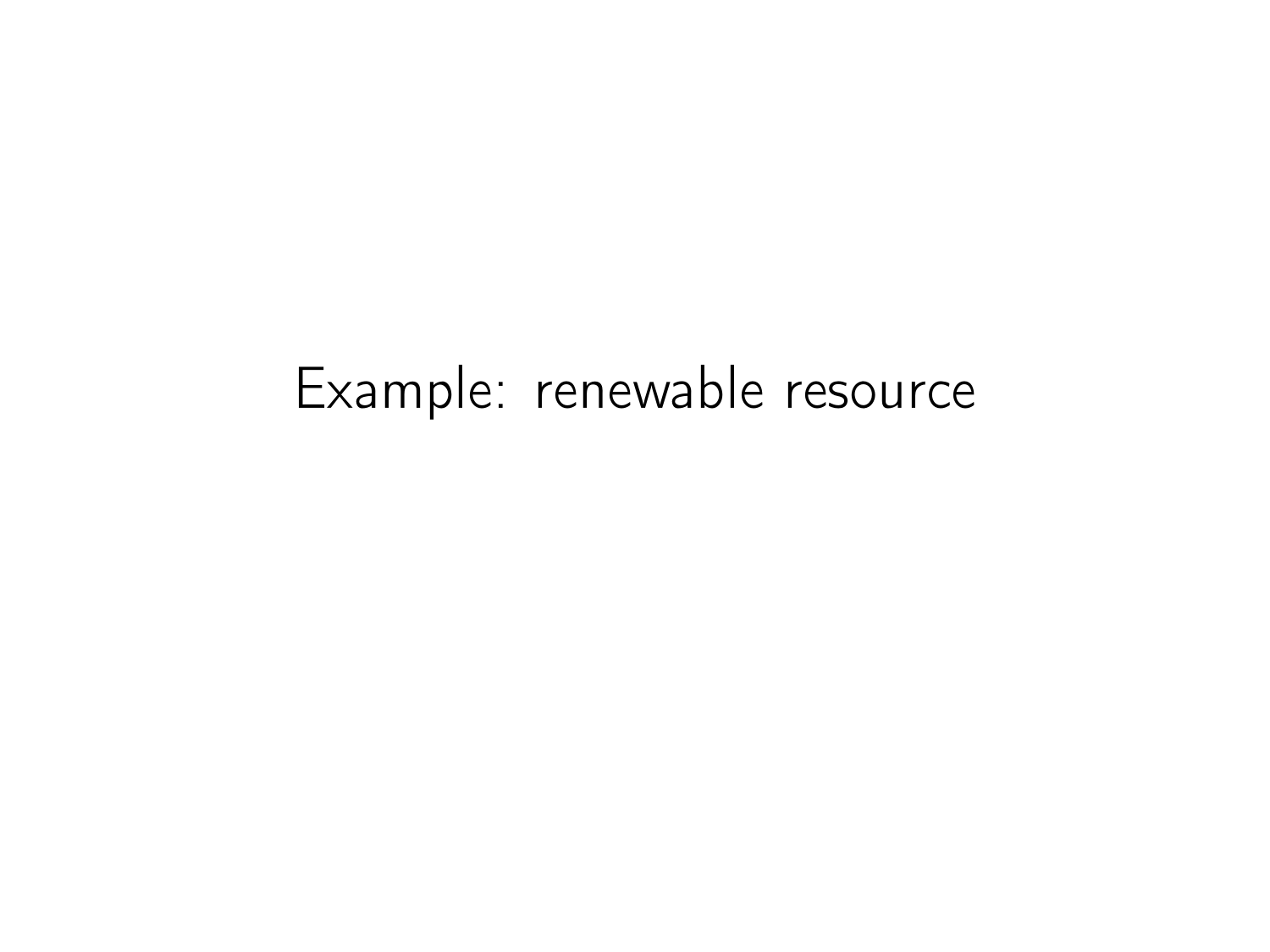# Example: renewable resource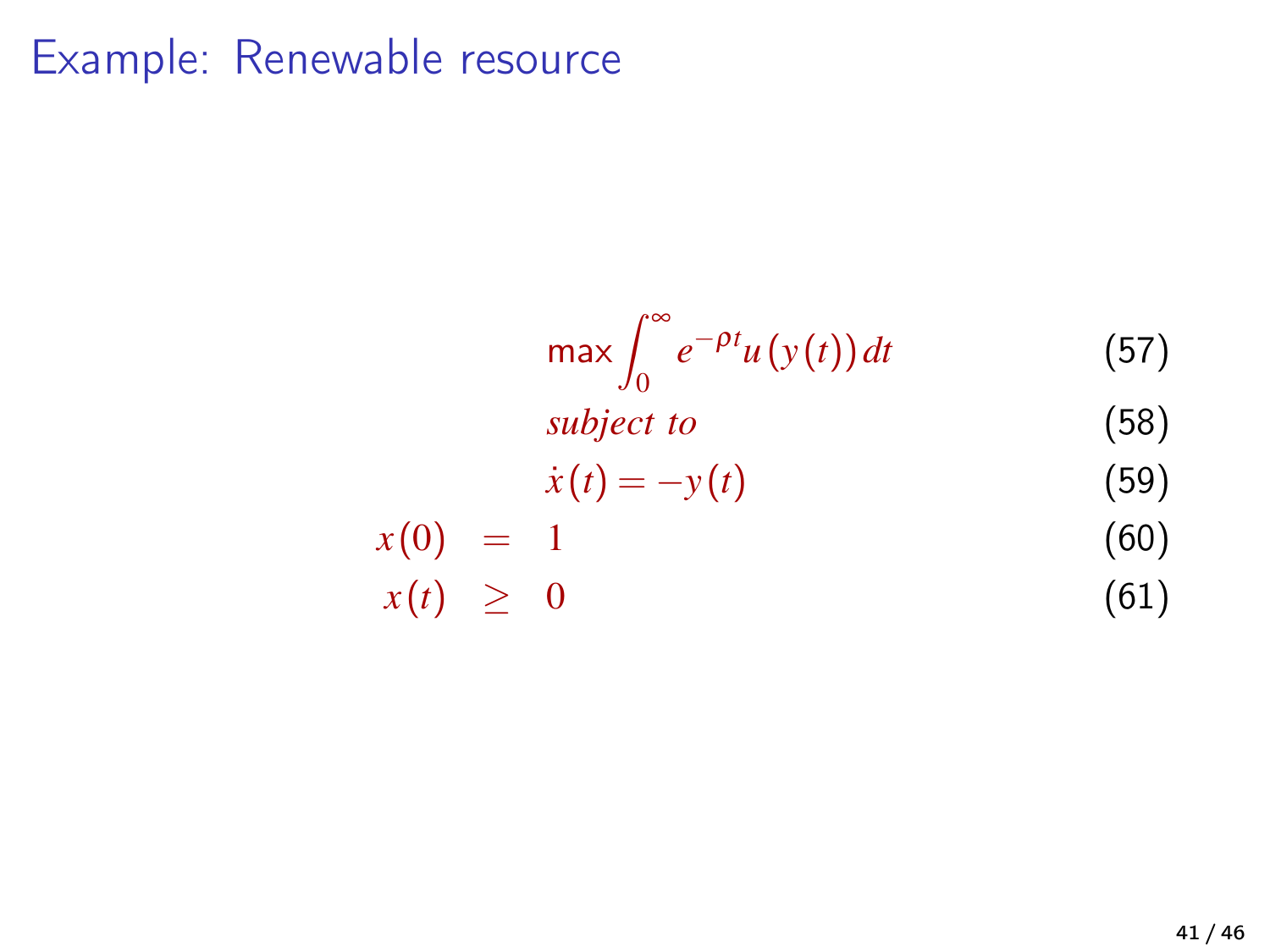# Example: Renewable resource

$$\max \int_0^\infty e^{-\rho t} u(y(t))\, dt \tag{57}$$

$$\textit{subject to} \tag{58}$$

$$\dot{x}(t) = -y(t) \tag{59}$$

$$x(0) = 1 \tag{60}$$

$$x(t) \geq 0 \tag{61}$$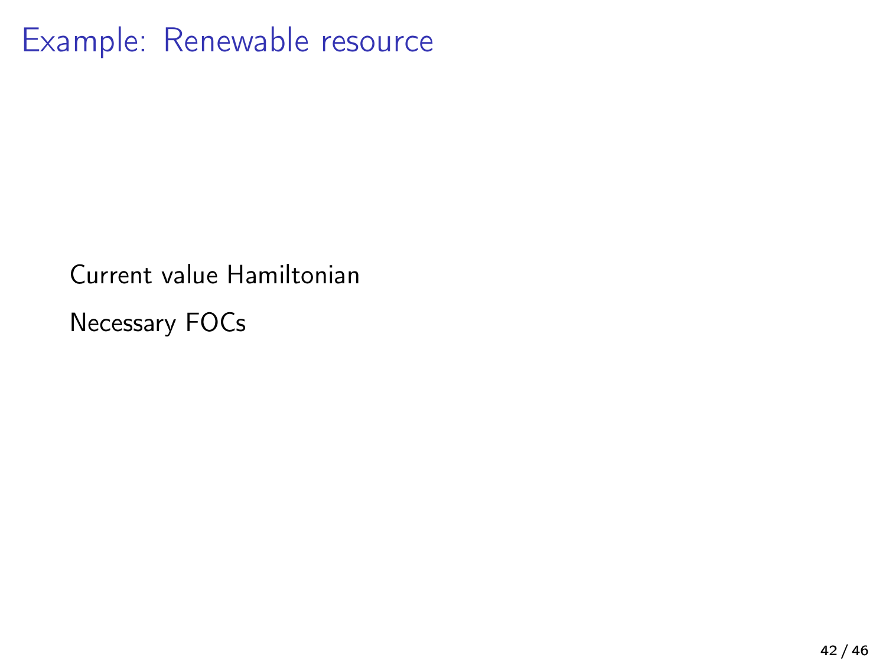# Example: Renewable resource

Current value Hamiltonian

Necessary FOCs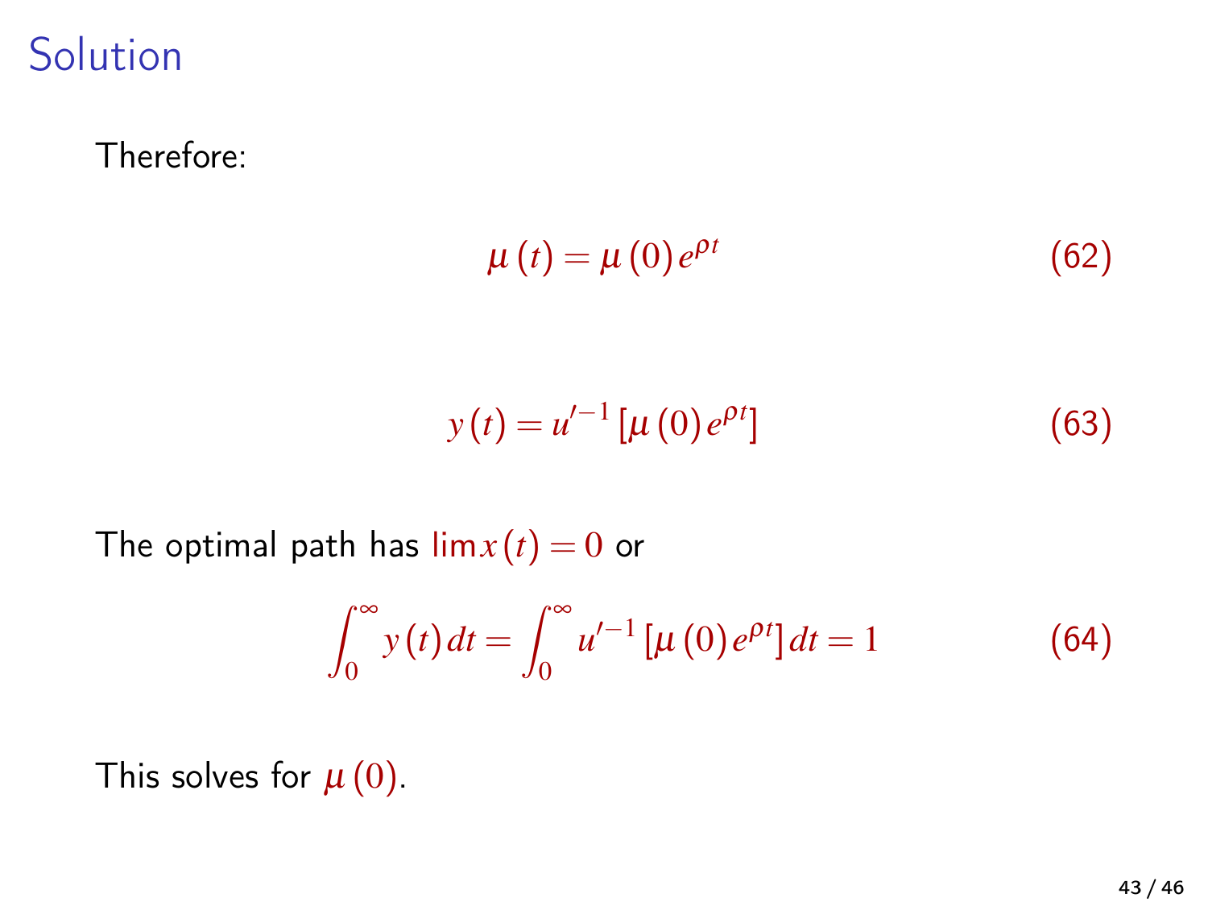# Solution

Therefore:

$$\mu(t) = \mu(0) e^{\rho t} \tag{62}$$

$$y(t) = u'^{-1} [\mu(0) e^{\rho t}] \tag{63}$$

The optimal path has $\lim x(t) = 0$ or

$$\int_0^\infty y(t) \, dt = \int_0^\infty u'^{-1} [\mu(0) e^{\rho t}] \, dt = 1 \tag{64}$$

This solves for $\mu(0)$.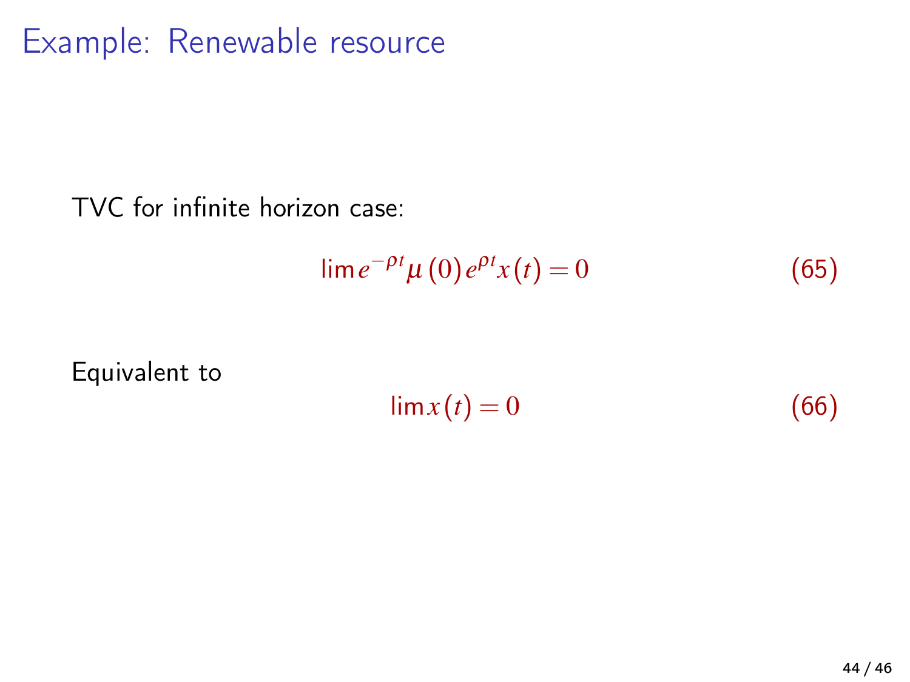# Example: Renewable resource

TVC for infinite horizon case:

$$\lim e^{-\rho t} \mu(0) e^{\rho t} x(t) = 0 \tag{65}$$

Equivalent to

$$\lim x(t) = 0 \tag{66}$$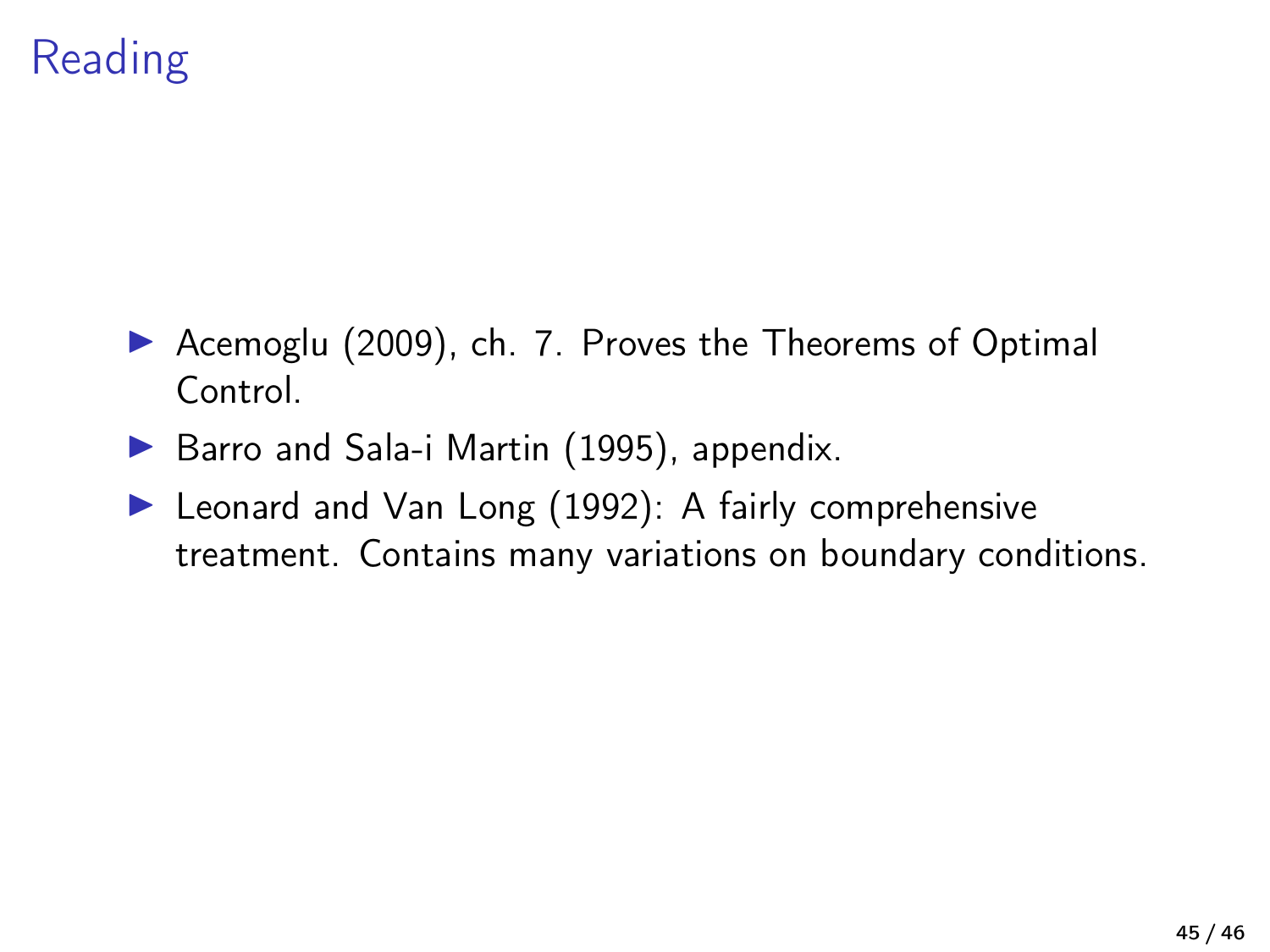# Reading

- Acemoglu (2009), ch. 7. Proves the Theorems of Optimal Control.
- Barro and Sala-i Martin (1995), appendix.
- Leonard and Van Long (1992): A fairly comprehensive treatment. Contains many variations on boundary conditions.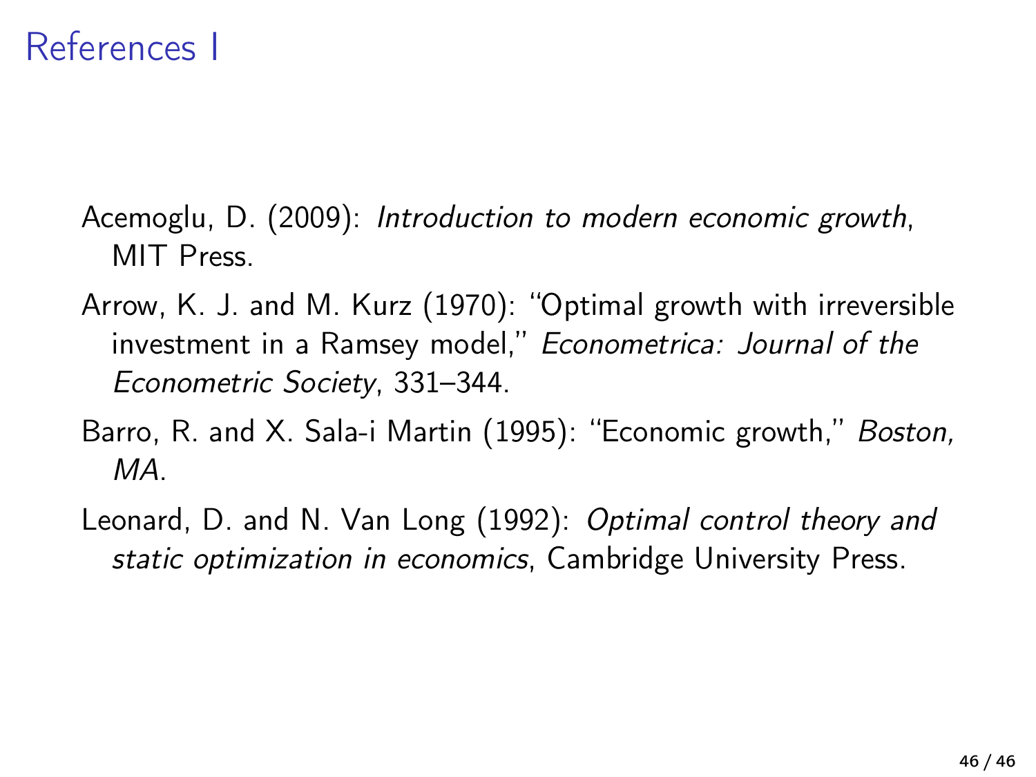# References I

Acemoglu, D. (2009): *Introduction to modern economic growth*, MIT Press.

Arrow, K. J. and M. Kurz (1970): "Optimal growth with irreversible investment in a Ramsey model," *Econometrica: Journal of the Econometric Society*, 331–344.

Barro, R. and X. Sala-i Martin (1995): "Economic growth," *Boston, MA*.

Leonard, D. and N. Van Long (1992): *Optimal control theory and static optimization in economics*, Cambridge University Press.